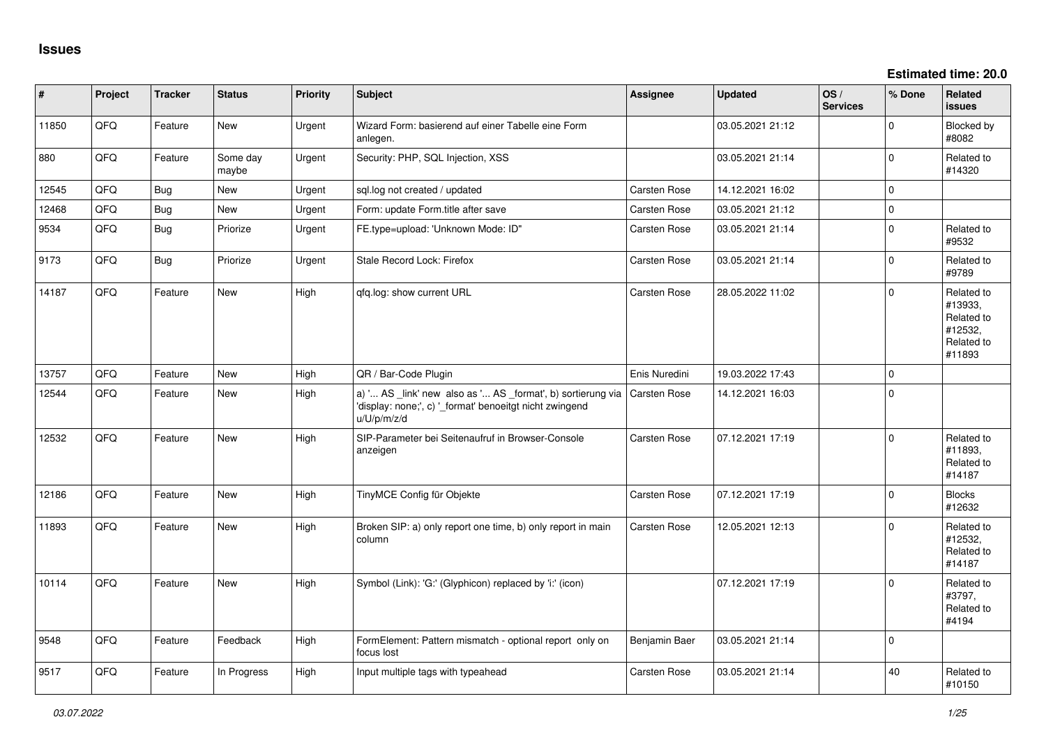# Issues

**Estimated time: 20.0**

| # | Project | Tracker | Status | Priority | Subject | Assignee | Updated | OS / Services | % Done | Related issues |
|---|---|---|---|---|---|---|---|---|---|---|
| 11850 | QFQ | Feature | New | Urgent | Wizard Form: basierend auf einer Tabelle eine Form anlegen. | | 03.05.2021 21:12 | | 0 | Blocked by #8082 |
| 880 | QFQ | Feature | Some day maybe | Urgent | Security: PHP, SQL Injection, XSS | | 03.05.2021 21:14 | | 0 | Related to #14320 |
| 12545 | QFQ | Bug | New | Urgent | sql.log not created / updated | Carsten Rose | 14.12.2021 16:02 | | 0 | |
| 12468 | QFQ | Bug | New | Urgent | Form: update Form.title after save | Carsten Rose | 03.05.2021 21:12 | | 0 | |
| 9534 | QFQ | Bug | Priorize | Urgent | FE.type=upload: 'Unknown Mode: ID" | Carsten Rose | 03.05.2021 21:14 | | 0 | Related to #9532 |
| 9173 | QFQ | Bug | Priorize | Urgent | Stale Record Lock: Firefox | Carsten Rose | 03.05.2021 21:14 | | 0 | Related to #9789 |
| 14187 | QFQ | Feature | New | High | qfq.log: show current URL | Carsten Rose | 28.05.2022 11:02 | | 0 | Related to #13933, Related to #12532, Related to #11893 |
| 13757 | QFQ | Feature | New | High | QR / Bar-Code Plugin | Enis Nuredini | 19.03.2022 17:43 | | 0 | |
| 12544 | QFQ | Feature | New | High | a) '... AS _link' new also as '... AS _format', b) sortierung via 'display: none;', c) '_format' benoeitgt nicht zwingend u/U/p/m/z/d | Carsten Rose | 14.12.2021 16:03 | | 0 | |
| 12532 | QFQ | Feature | New | High | SIP-Parameter bei Seitenaufruf in Browser-Console anzeigen | Carsten Rose | 07.12.2021 17:19 | | 0 | Related to #11893, Related to #14187 |
| 12186 | QFQ | Feature | New | High | TinyMCE Config für Objekte | Carsten Rose | 07.12.2021 17:19 | | 0 | Blocks #12632 |
| 11893 | QFQ | Feature | New | High | Broken SIP: a) only report one time, b) only report in main column | Carsten Rose | 12.05.2021 12:13 | | 0 | Related to #12532, Related to #14187 |
| 10114 | QFQ | Feature | New | High | Symbol (Link): 'G:' (Glyphicon) replaced by 'i:' (icon) | | 07.12.2021 17:19 | | 0 | Related to #3797, Related to #4194 |
| 9548 | QFQ | Feature | Feedback | High | FormElement: Pattern mismatch - optional report only on focus lost | Benjamin Baer | 03.05.2021 21:14 | | 0 | |
| 9517 | QFQ | Feature | In Progress | High | Input multiple tags with typeahead | Carsten Rose | 03.05.2021 21:14 | | 40 | Related to #10150 |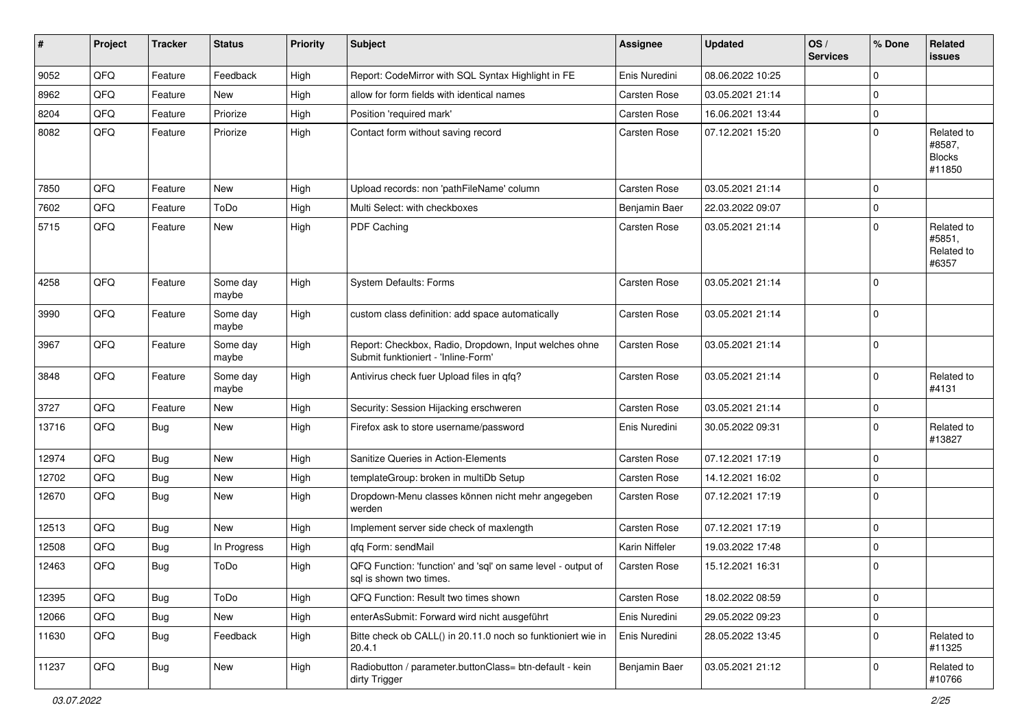| # | Project | Tracker | Status | Priority | Subject | Assignee | Updated | OS / Services | % Done | Related issues |
|---|---|---|---|---|---|---|---|---|---|---|
| 9052 | QFQ | Feature | Feedback | High | Report: CodeMirror with SQL Syntax Highlight in FE | Enis Nuredini | 08.06.2022 10:25 | | 0 | |
| 8962 | QFQ | Feature | New | High | allow for form fields with identical names | Carsten Rose | 03.05.2021 21:14 | | 0 | |
| 8204 | QFQ | Feature | Priorize | High | Position 'required mark' | Carsten Rose | 16.06.2021 13:44 | | 0 | |
| 8082 | QFQ | Feature | Priorize | High | Contact form without saving record | Carsten Rose | 07.12.2021 15:20 | | 0 | Related to #8587, Blocks #11850 |
| 7850 | QFQ | Feature | New | High | Upload records: non 'pathFileName' column | Carsten Rose | 03.05.2021 21:14 | | 0 | |
| 7602 | QFQ | Feature | ToDo | High | Multi Select: with checkboxes | Benjamin Baer | 22.03.2022 09:07 | | 0 | |
| 5715 | QFQ | Feature | New | High | PDF Caching | Carsten Rose | 03.05.2021 21:14 | | 0 | Related to #5851, Related to #6357 |
| 4258 | QFQ | Feature | Some day maybe | High | System Defaults: Forms | Carsten Rose | 03.05.2021 21:14 | | 0 | |
| 3990 | QFQ | Feature | Some day maybe | High | custom class definition: add space automatically | Carsten Rose | 03.05.2021 21:14 | | 0 | |
| 3967 | QFQ | Feature | Some day maybe | High | Report: Checkbox, Radio, Dropdown, Input welches ohne Submit funktioniert - 'Inline-Form' | Carsten Rose | 03.05.2021 21:14 | | 0 | |
| 3848 | QFQ | Feature | Some day maybe | High | Antivirus check fuer Upload files in qfq? | Carsten Rose | 03.05.2021 21:14 | | 0 | Related to #4131 |
| 3727 | QFQ | Feature | New | High | Security: Session Hijacking erschweren | Carsten Rose | 03.05.2021 21:14 | | 0 | |
| 13716 | QFQ | Bug | New | High | Firefox ask to store username/password | Enis Nuredini | 30.05.2022 09:31 | | 0 | Related to #13827 |
| 12974 | QFQ | Bug | New | High | Sanitize Queries in Action-Elements | Carsten Rose | 07.12.2021 17:19 | | 0 | |
| 12702 | QFQ | Bug | New | High | templateGroup: broken in multiDb Setup | Carsten Rose | 14.12.2021 16:02 | | 0 | |
| 12670 | QFQ | Bug | New | High | Dropdown-Menu classes können nicht mehr angegeben werden | Carsten Rose | 07.12.2021 17:19 | | 0 | |
| 12513 | QFQ | Bug | New | High | Implement server side check of maxlength | Carsten Rose | 07.12.2021 17:19 | | 0 | |
| 12508 | QFQ | Bug | In Progress | High | qfq Form: sendMail | Karin Niffeler | 19.03.2022 17:48 | | 0 | |
| 12463 | QFQ | Bug | ToDo | High | QFQ Function: 'function' and 'sql' on same level - output of sql is shown two times. | Carsten Rose | 15.12.2021 16:31 | | 0 | |
| 12395 | QFQ | Bug | ToDo | High | QFQ Function: Result two times shown | Carsten Rose | 18.02.2022 08:59 | | 0 | |
| 12066 | QFQ | Bug | New | High | enterAsSubmit: Forward wird nicht ausgeführt | Enis Nuredini | 29.05.2022 09:23 | | 0 | |
| 11630 | QFQ | Bug | Feedback | High | Bitte check ob CALL() in 20.11.0 noch so funktioniert wie in 20.4.1 | Enis Nuredini | 28.05.2022 13:45 | | 0 | Related to #11325 |
| 11237 | QFQ | Bug | New | High | Radiobutton / parameter.buttonClass= btn-default - kein dirty Trigger | Benjamin Baer | 03.05.2021 21:12 | | 0 | Related to #10766 |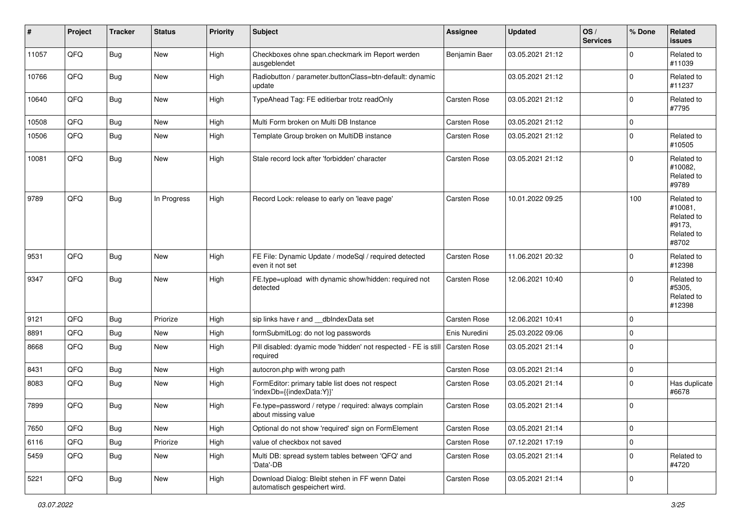| # | Project | Tracker | Status | Priority | Subject | Assignee | Updated | OS / Services | % Done | Related issues |
|---|---|---|---|---|---|---|---|---|---|---|
| 11057 | QFQ | Bug | New | High | Checkboxes ohne span.checkmark im Report werden ausgeblendet | Benjamin Baer | 03.05.2021 21:12 | | 0 | Related to #11039 |
| 10766 | QFQ | Bug | New | High | Radiobutton / parameter.buttonClass=btn-default: dynamic update | | 03.05.2021 21:12 | | 0 | Related to #11237 |
| 10640 | QFQ | Bug | New | High | TypeAhead Tag: FE editierbar trotz readOnly | Carsten Rose | 03.05.2021 21:12 | | 0 | Related to #7795 |
| 10508 | QFQ | Bug | New | High | Multi Form broken on Multi DB Instance | Carsten Rose | 03.05.2021 21:12 | | 0 | |
| 10506 | QFQ | Bug | New | High | Template Group broken on MultiDB instance | Carsten Rose | 03.05.2021 21:12 | | 0 | Related to #10505 |
| 10081 | QFQ | Bug | New | High | Stale record lock after 'forbidden' character | Carsten Rose | 03.05.2021 21:12 | | 0 | Related to #10082, Related to #9789 |
| 9789 | QFQ | Bug | In Progress | High | Record Lock: release to early on 'leave page' | Carsten Rose | 10.01.2022 09:25 | | 100 | Related to #10081, Related to #9173, Related to #8702 |
| 9531 | QFQ | Bug | New | High | FE File: Dynamic Update / modeSql / required detected even it not set | Carsten Rose | 11.06.2021 20:32 | | 0 | Related to #12398 |
| 9347 | QFQ | Bug | New | High | FE.type=upload with dynamic show/hidden: required not detected | Carsten Rose | 12.06.2021 10:40 | | 0 | Related to #5305, Related to #12398 |
| 9121 | QFQ | Bug | Priorize | High | sip links have r and __dbIndexData set | Carsten Rose | 12.06.2021 10:41 | | 0 | |
| 8891 | QFQ | Bug | New | High | formSubmitLog: do not log passwords | Enis Nuredini | 25.03.2022 09:06 | | 0 | |
| 8668 | QFQ | Bug | New | High | Pill disabled: dyamic mode 'hidden' not respected - FE is still required | Carsten Rose | 03.05.2021 21:14 | | 0 | |
| 8431 | QFQ | Bug | New | High | autocron.php with wrong path | Carsten Rose | 03.05.2021 21:14 | | 0 | |
| 8083 | QFQ | Bug | New | High | FormEditor: primary table list does not respect 'indexDb={{indexData:Y}}' | Carsten Rose | 03.05.2021 21:14 | | 0 | Has duplicate #6678 |
| 7899 | QFQ | Bug | New | High | Fe.type=password / retype / required: always complain about missing value | Carsten Rose | 03.05.2021 21:14 | | 0 | |
| 7650 | QFQ | Bug | New | High | Optional do not show 'required' sign on FormElement | Carsten Rose | 03.05.2021 21:14 | | 0 | |
| 6116 | QFQ | Bug | Priorize | High | value of checkbox not saved | Carsten Rose | 07.12.2021 17:19 | | 0 | |
| 5459 | QFQ | Bug | New | High | Multi DB: spread system tables between 'QFQ' and 'Data'-DB | Carsten Rose | 03.05.2021 21:14 | | 0 | Related to #4720 |
| 5221 | QFQ | Bug | New | High | Download Dialog: Bleibt stehen in FF wenn Datei automatisch gespeichert wird. | Carsten Rose | 03.05.2021 21:14 | | 0 | |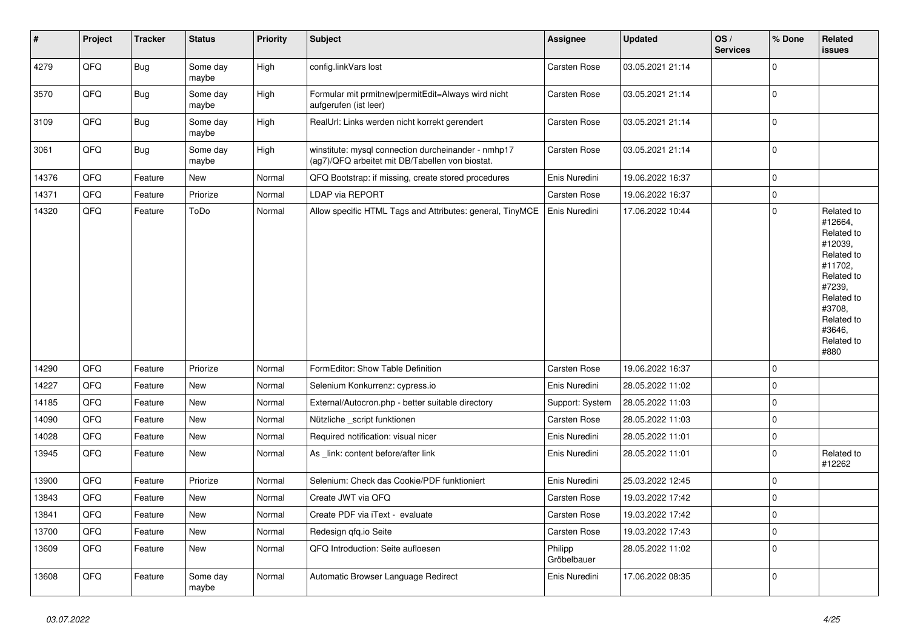| # | Project | Tracker | Status | Priority | Subject | Assignee | Updated | OS / Services | % Done | Related issues |
|---|---|---|---|---|---|---|---|---|---|---|
| 4279 | QFQ | Bug | Some day maybe | High | config.linkVars lost | Carsten Rose | 03.05.2021 21:14 | | 0 | |
| 3570 | QFQ | Bug | Some day maybe | High | Formular mit prmitnew\|permitEdit=Always wird nicht aufgerufen (ist leer) | Carsten Rose | 03.05.2021 21:14 | | 0 | |
| 3109 | QFQ | Bug | Some day maybe | High | RealUrl: Links werden nicht korrekt gerendert | Carsten Rose | 03.05.2021 21:14 | | 0 | |
| 3061 | QFQ | Bug | Some day maybe | High | winstitute: mysql connection durcheinander - nmhp17 (ag7)/QFQ arbeitet mit DB/Tabellen von biostat. | Carsten Rose | 03.05.2021 21:14 | | 0 | |
| 14376 | QFQ | Feature | New | Normal | QFQ Bootstrap: if missing, create stored procedures | Enis Nuredini | 19.06.2022 16:37 | | 0 | |
| 14371 | QFQ | Feature | Priorize | Normal | LDAP via REPORT | Carsten Rose | 19.06.2022 16:37 | | 0 | |
| 14320 | QFQ | Feature | ToDo | Normal | Allow specific HTML Tags and Attributes: general, TinyMCE | Enis Nuredini | 17.06.2022 10:44 | | 0 | Related to #12664, Related to #12039, Related to #11702, Related to #7239, Related to #3708, Related to #3646, Related to #880 |
| 14290 | QFQ | Feature | Priorize | Normal | FormEditor: Show Table Definition | Carsten Rose | 19.06.2022 16:37 | | 0 | |
| 14227 | QFQ | Feature | New | Normal | Selenium Konkurrenz: cypress.io | Enis Nuredini | 28.05.2022 11:02 | | 0 | |
| 14185 | QFQ | Feature | New | Normal | External/Autocron.php - better suitable directory | Support: System | 28.05.2022 11:03 | | 0 | |
| 14090 | QFQ | Feature | New | Normal | Nützliche _script funktionen | Carsten Rose | 28.05.2022 11:03 | | 0 | |
| 14028 | QFQ | Feature | New | Normal | Required notification: visual nicer | Enis Nuredini | 28.05.2022 11:01 | | 0 | |
| 13945 | QFQ | Feature | New | Normal | As _link: content before/after link | Enis Nuredini | 28.05.2022 11:01 | | 0 | Related to #12262 |
| 13900 | QFQ | Feature | Priorize | Normal | Selenium: Check das Cookie/PDF funktioniert | Enis Nuredini | 25.03.2022 12:45 | | 0 | |
| 13843 | QFQ | Feature | New | Normal | Create JWT via QFQ | Carsten Rose | 19.03.2022 17:42 | | 0 | |
| 13841 | QFQ | Feature | New | Normal | Create PDF via iText - evaluate | Carsten Rose | 19.03.2022 17:42 | | 0 | |
| 13700 | QFQ | Feature | New | Normal | Redesign qfq.io Seite | Carsten Rose | 19.03.2022 17:43 | | 0 | |
| 13609 | QFQ | Feature | New | Normal | QFQ Introduction: Seite aufloesen | Philipp Gröbelbauer | 28.05.2022 11:02 | | 0 | |
| 13608 | QFQ | Feature | Some day maybe | Normal | Automatic Browser Language Redirect | Enis Nuredini | 17.06.2022 08:35 | | 0 | |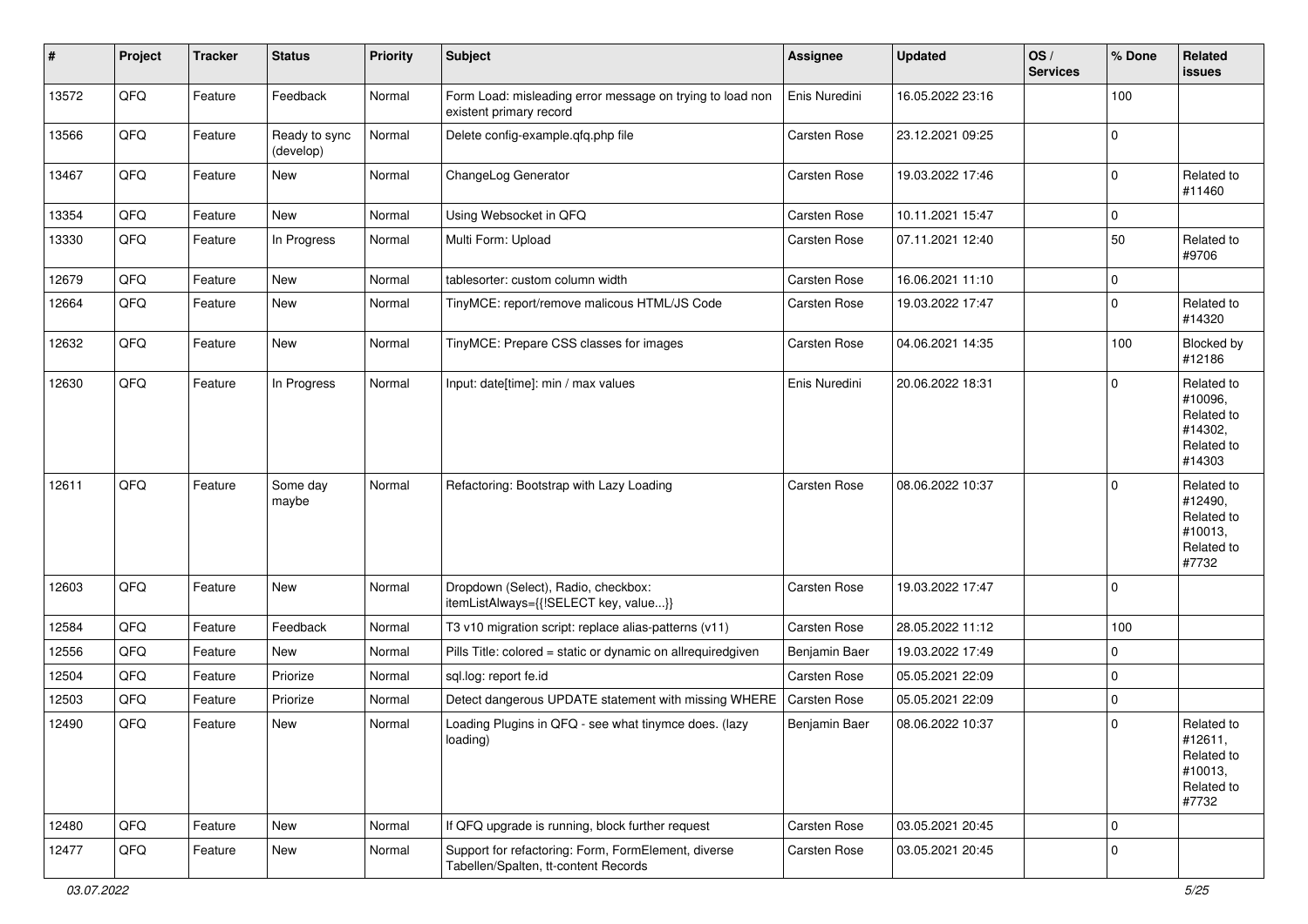| # | Project | Tracker | Status | Priority | Subject | Assignee | Updated | OS / Services | % Done | Related issues |
|---|---|---|---|---|---|---|---|---|---|---|
| 13572 | QFQ | Feature | Feedback | Normal | Form Load: misleading error message on trying to load non existent primary record | Enis Nuredini | 16.05.2022 23:16 | | 100 | |
| 13566 | QFQ | Feature | Ready to sync (develop) | Normal | Delete config-example.qfq.php file | Carsten Rose | 23.12.2021 09:25 | | 0 | |
| 13467 | QFQ | Feature | New | Normal | ChangeLog Generator | Carsten Rose | 19.03.2022 17:46 | | 0 | Related to #11460 |
| 13354 | QFQ | Feature | New | Normal | Using Websocket in QFQ | Carsten Rose | 10.11.2021 15:47 | | 0 | |
| 13330 | QFQ | Feature | In Progress | Normal | Multi Form: Upload | Carsten Rose | 07.11.2021 12:40 | | 50 | Related to #9706 |
| 12679 | QFQ | Feature | New | Normal | tablesorter: custom column width | Carsten Rose | 16.06.2021 11:10 | | 0 | |
| 12664 | QFQ | Feature | New | Normal | TinyMCE: report/remove malicous HTML/JS Code | Carsten Rose | 19.03.2022 17:47 | | 0 | Related to #14320 |
| 12632 | QFQ | Feature | New | Normal | TinyMCE: Prepare CSS classes for images | Carsten Rose | 04.06.2021 14:35 | | 100 | Blocked by #12186 |
| 12630 | QFQ | Feature | In Progress | Normal | Input: date[time]: min / max values | Enis Nuredini | 20.06.2022 18:31 | | 0 | Related to #10096, Related to #14302, Related to #14303 |
| 12611 | QFQ | Feature | Some day maybe | Normal | Refactoring: Bootstrap with Lazy Loading | Carsten Rose | 08.06.2022 10:37 | | 0 | Related to #12490, Related to #10013, Related to #7732 |
| 12603 | QFQ | Feature | New | Normal | Dropdown (Select), Radio, checkbox: itemListAlways={{!SELECT key, value...}} | Carsten Rose | 19.03.2022 17:47 | | 0 | |
| 12584 | QFQ | Feature | Feedback | Normal | T3 v10 migration script: replace alias-patterns (v11) | Carsten Rose | 28.05.2022 11:12 | | 100 | |
| 12556 | QFQ | Feature | New | Normal | Pills Title: colored = static or dynamic on allrequiredgiven | Benjamin Baer | 19.03.2022 17:49 | | 0 | |
| 12504 | QFQ | Feature | Priorize | Normal | sql.log: report fe.id | Carsten Rose | 05.05.2021 22:09 | | 0 | |
| 12503 | QFQ | Feature | Priorize | Normal | Detect dangerous UPDATE statement with missing WHERE | Carsten Rose | 05.05.2021 22:09 | | 0 | |
| 12490 | QFQ | Feature | New | Normal | Loading Plugins in QFQ - see what tinymce does. (lazy loading) | Benjamin Baer | 08.06.2022 10:37 | | 0 | Related to #12611, Related to #10013, Related to #7732 |
| 12480 | QFQ | Feature | New | Normal | If QFQ upgrade is running, block further request | Carsten Rose | 03.05.2021 20:45 | | 0 | |
| 12477 | QFQ | Feature | New | Normal | Support for refactoring: Form, FormElement, diverse Tabellen/Spalten, tt-content Records | Carsten Rose | 03.05.2021 20:45 | | 0 | |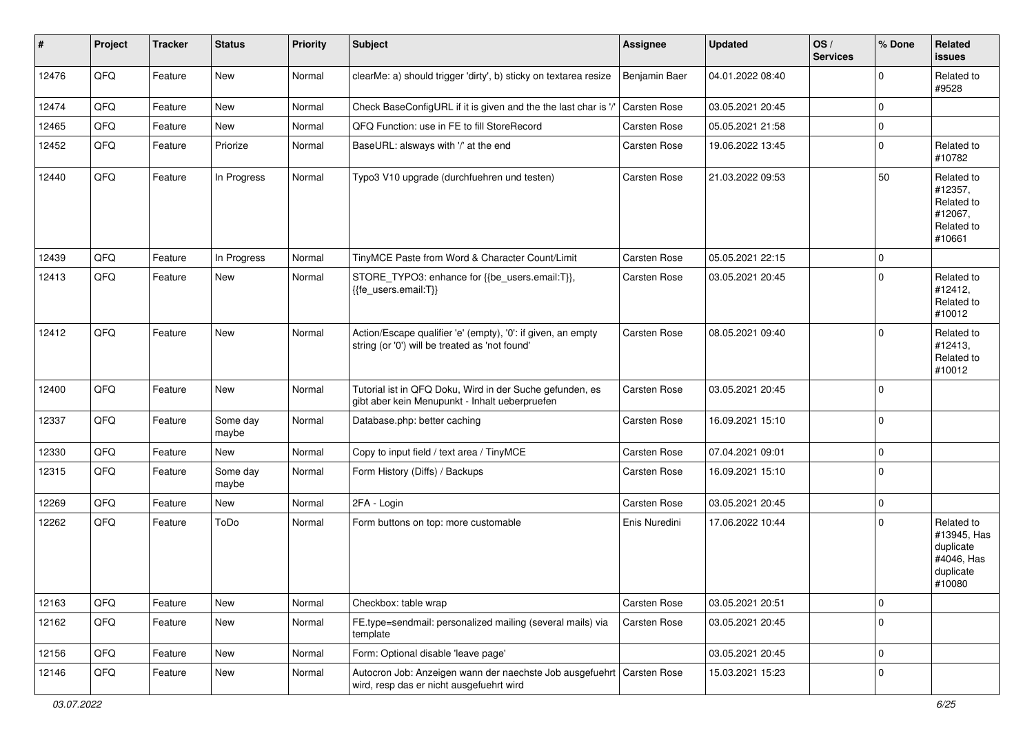| # | Project | Tracker | Status | Priority | Subject | Assignee | Updated | OS / Services | % Done | Related issues |
|---|---|---|---|---|---|---|---|---|---|---|
| 12476 | QFQ | Feature | New | Normal | clearMe: a) should trigger 'dirty', b) sticky on textarea resize | Benjamin Baer | 04.01.2022 08:40 | | 0 | Related to #9528 |
| 12474 | QFQ | Feature | New | Normal | Check BaseConfigURL if it is given and the the last char is '/' | Carsten Rose | 03.05.2021 20:45 | | 0 | |
| 12465 | QFQ | Feature | New | Normal | QFQ Function: use in FE to fill StoreRecord | Carsten Rose | 05.05.2021 21:58 | | 0 | |
| 12452 | QFQ | Feature | Priorize | Normal | BaseURL: alsways with '/' at the end | Carsten Rose | 19.06.2022 13:45 | | 0 | Related to #10782 |
| 12440 | QFQ | Feature | In Progress | Normal | Typo3 V10 upgrade (durchfuehren und testen) | Carsten Rose | 21.03.2022 09:53 | | 50 | Related to #12357, Related to #12067, Related to #10661 |
| 12439 | QFQ | Feature | In Progress | Normal | TinyMCE Paste from Word & Character Count/Limit | Carsten Rose | 05.05.2021 22:15 | | 0 | |
| 12413 | QFQ | Feature | New | Normal | STORE_TYPO3: enhance for {{be_users.email:T}}, {{fe_users.email:T}} | Carsten Rose | 03.05.2021 20:45 | | 0 | Related to #12412, Related to #10012 |
| 12412 | QFQ | Feature | New | Normal | Action/Escape qualifier 'e' (empty), '0': if given, an empty string (or '0') will be treated as 'not found' | Carsten Rose | 08.05.2021 09:40 | | 0 | Related to #12413, Related to #10012 |
| 12400 | QFQ | Feature | New | Normal | Tutorial ist in QFQ Doku, Wird in der Suche gefunden, es gibt aber kein Menupunkt - Inhalt ueberpruefen | Carsten Rose | 03.05.2021 20:45 | | 0 | |
| 12337 | QFQ | Feature | Some day maybe | Normal | Database.php: better caching | Carsten Rose | 16.09.2021 15:10 | | 0 | |
| 12330 | QFQ | Feature | New | Normal | Copy to input field / text area / TinyMCE | Carsten Rose | 07.04.2021 09:01 | | 0 | |
| 12315 | QFQ | Feature | Some day maybe | Normal | Form History (Diffs) / Backups | Carsten Rose | 16.09.2021 15:10 | | 0 | |
| 12269 | QFQ | Feature | New | Normal | 2FA - Login | Carsten Rose | 03.05.2021 20:45 | | 0 | |
| 12262 | QFQ | Feature | ToDo | Normal | Form buttons on top: more customable | Enis Nuredini | 17.06.2022 10:44 | | 0 | Related to #13945, Has duplicate #4046, Has duplicate #10080 |
| 12163 | QFQ | Feature | New | Normal | Checkbox: table wrap | Carsten Rose | 03.05.2021 20:51 | | 0 | |
| 12162 | QFQ | Feature | New | Normal | FE.type=sendmail: personalized mailing (several mails) via template | Carsten Rose | 03.05.2021 20:45 | | 0 | |
| 12156 | QFQ | Feature | New | Normal | Form: Optional disable 'leave page' | | 03.05.2021 20:45 | | 0 | |
| 12146 | QFQ | Feature | New | Normal | Autocron Job: Anzeigen wann der naechste Job ausgefuehrt wird, resp das er nicht ausgefuehrt wird | Carsten Rose | 15.03.2021 15:23 | | 0 | |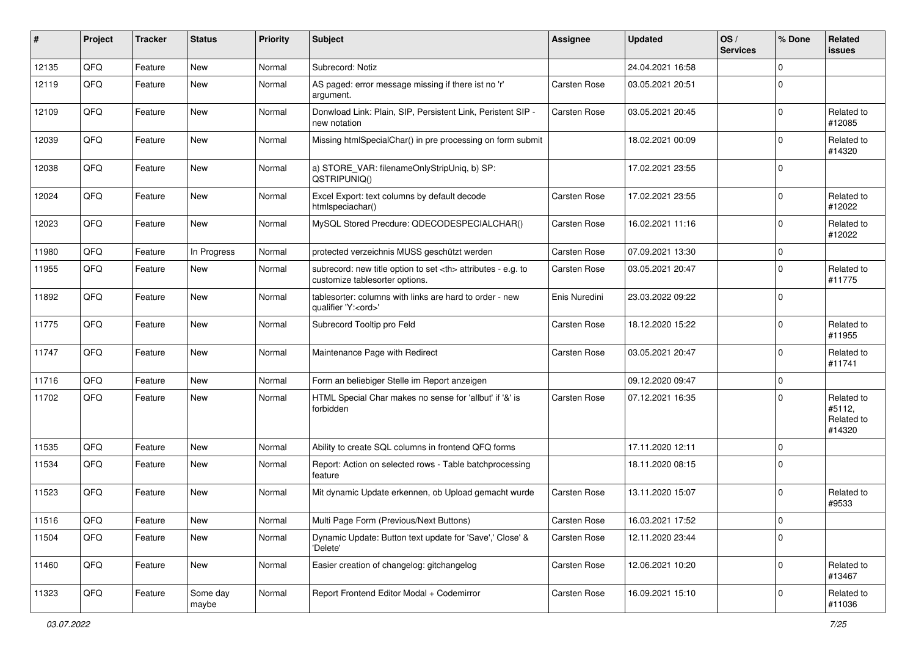| # | Project | Tracker | Status | Priority | Subject | Assignee | Updated | OS / Services | % Done | Related issues |
|---|---|---|---|---|---|---|---|---|---|---|
| 12135 | QFQ | Feature | New | Normal | Subrecord: Notiz | | 24.04.2021 16:58 | | 0 | |
| 12119 | QFQ | Feature | New | Normal | AS paged: error message missing if there ist no 'r' argument. | Carsten Rose | 03.05.2021 20:51 | | 0 | |
| 12109 | QFQ | Feature | New | Normal | Donwload Link: Plain, SIP, Persistent Link, Peristent SIP - new notation | Carsten Rose | 03.05.2021 20:45 | | 0 | Related to #12085 |
| 12039 | QFQ | Feature | New | Normal | Missing htmlSpecialChar() in pre processing on form submit | | 18.02.2021 00:09 | | 0 | Related to #14320 |
| 12038 | QFQ | Feature | New | Normal | a) STORE_VAR: filenameOnlyStripUniq, b) SP: QSTRIPUNIQ() | | 17.02.2021 23:55 | | 0 | |
| 12024 | QFQ | Feature | New | Normal | Excel Export: text columns by default decode htmlspeciachar() | Carsten Rose | 17.02.2021 23:55 | | 0 | Related to #12022 |
| 12023 | QFQ | Feature | New | Normal | MySQL Stored Precdure: QDECODESPECIALCHAR() | Carsten Rose | 16.02.2021 11:16 | | 0 | Related to #12022 |
| 11980 | QFQ | Feature | In Progress | Normal | protected verzeichnis MUSS geschützt werden | Carsten Rose | 07.09.2021 13:30 | | 0 | |
| 11955 | QFQ | Feature | New | Normal | subrecord: new title option to set <th> attributes - e.g. to customize tablesorter options. | Carsten Rose | 03.05.2021 20:47 | | 0 | Related to #11775 |
| 11892 | QFQ | Feature | New | Normal | tablesorter: columns with links are hard to order - new qualifier 'Y:<ord>' | Enis Nuredini | 23.03.2022 09:22 | | 0 | |
| 11775 | QFQ | Feature | New | Normal | Subrecord Tooltip pro Feld | Carsten Rose | 18.12.2020 15:22 | | 0 | Related to #11955 |
| 11747 | QFQ | Feature | New | Normal | Maintenance Page with Redirect | Carsten Rose | 03.05.2021 20:47 | | 0 | Related to #11741 |
| 11716 | QFQ | Feature | New | Normal | Form an beliebiger Stelle im Report anzeigen | | 09.12.2020 09:47 | | 0 | |
| 11702 | QFQ | Feature | New | Normal | HTML Special Char makes no sense for 'allbut' if '&' is forbidden | Carsten Rose | 07.12.2021 16:35 | | 0 | Related to #5112, Related to #14320 |
| 11535 | QFQ | Feature | New | Normal | Ability to create SQL columns in frontend QFQ forms | | 17.11.2020 12:11 | | 0 | |
| 11534 | QFQ | Feature | New | Normal | Report: Action on selected rows - Table batchprocessing feature | | 18.11.2020 08:15 | | 0 | |
| 11523 | QFQ | Feature | New | Normal | Mit dynamic Update erkennen, ob Upload gemacht wurde | Carsten Rose | 13.11.2020 15:07 | | 0 | Related to #9533 |
| 11516 | QFQ | Feature | New | Normal | Multi Page Form (Previous/Next Buttons) | Carsten Rose | 16.03.2021 17:52 | | 0 | |
| 11504 | QFQ | Feature | New | Normal | Dynamic Update: Button text update for 'Save',' Close' & 'Delete' | Carsten Rose | 12.11.2020 23:44 | | 0 | |
| 11460 | QFQ | Feature | New | Normal | Easier creation of changelog: gitchangelog | Carsten Rose | 12.06.2021 10:20 | | 0 | Related to #13467 |
| 11323 | QFQ | Feature | Some day maybe | Normal | Report Frontend Editor Modal + Codemirror | Carsten Rose | 16.09.2021 15:10 | | 0 | Related to #11036 |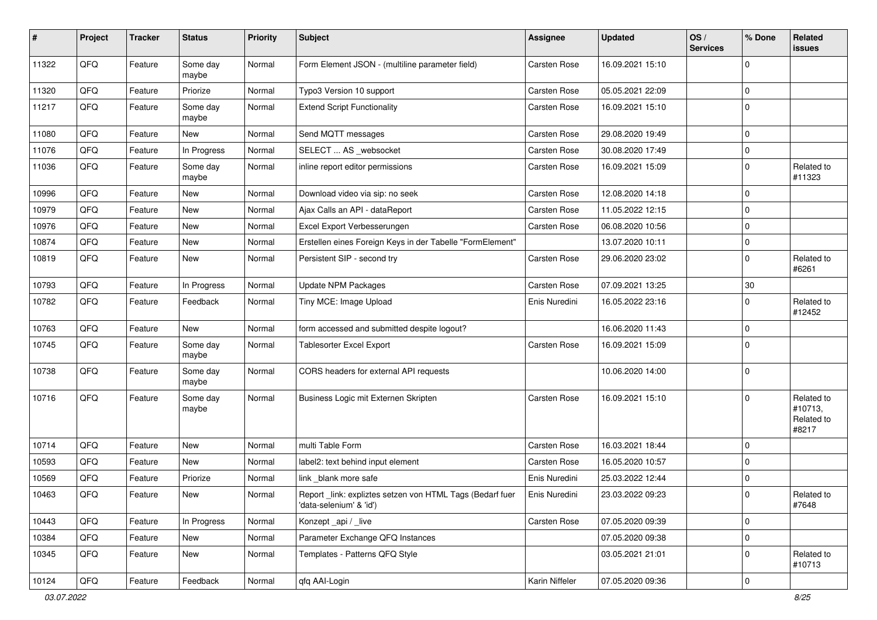| # | Project | Tracker | Status | Priority | Subject | Assignee | Updated | OS / Services | % Done | Related issues |
|---|---|---|---|---|---|---|---|---|---|---|
| 11322 | QFQ | Feature | Some day maybe | Normal | Form Element JSON - (multiline parameter field) | Carsten Rose | 16.09.2021 15:10 | | 0 | |
| 11320 | QFQ | Feature | Priorize | Normal | Typo3 Version 10 support | Carsten Rose | 05.05.2021 22:09 | | 0 | |
| 11217 | QFQ | Feature | Some day maybe | Normal | Extend Script Functionality | Carsten Rose | 16.09.2021 15:10 | | 0 | |
| 11080 | QFQ | Feature | New | Normal | Send MQTT messages | Carsten Rose | 29.08.2020 19:49 | | 0 | |
| 11076 | QFQ | Feature | In Progress | Normal | SELECT ... AS _websocket | Carsten Rose | 30.08.2020 17:49 | | 0 | |
| 11036 | QFQ | Feature | Some day maybe | Normal | inline report editor permissions | Carsten Rose | 16.09.2021 15:09 | | 0 | Related to #11323 |
| 10996 | QFQ | Feature | New | Normal | Download video via sip: no seek | Carsten Rose | 12.08.2020 14:18 | | 0 | |
| 10979 | QFQ | Feature | New | Normal | Ajax Calls an API - dataReport | Carsten Rose | 11.05.2022 12:15 | | 0 | |
| 10976 | QFQ | Feature | New | Normal | Excel Export Verbesserungen | Carsten Rose | 06.08.2020 10:56 | | 0 | |
| 10874 | QFQ | Feature | New | Normal | Erstellen eines Foreign Keys in der Tabelle "FormElement" | | 13.07.2020 10:11 | | 0 | |
| 10819 | QFQ | Feature | New | Normal | Persistent SIP - second try | Carsten Rose | 29.06.2020 23:02 | | 0 | Related to #6261 |
| 10793 | QFQ | Feature | In Progress | Normal | Update NPM Packages | Carsten Rose | 07.09.2021 13:25 | | 30 | |
| 10782 | QFQ | Feature | Feedback | Normal | Tiny MCE: Image Upload | Enis Nuredini | 16.05.2022 23:16 | | 0 | Related to #12452 |
| 10763 | QFQ | Feature | New | Normal | form accessed and submitted despite logout? | | 16.06.2020 11:43 | | 0 | |
| 10745 | QFQ | Feature | Some day maybe | Normal | Tablesorter Excel Export | Carsten Rose | 16.09.2021 15:09 | | 0 | |
| 10738 | QFQ | Feature | Some day maybe | Normal | CORS headers for external API requests | | 10.06.2020 14:00 | | 0 | |
| 10716 | QFQ | Feature | Some day maybe | Normal | Business Logic mit Externen Skripten | Carsten Rose | 16.09.2021 15:10 | | 0 | Related to #10713, Related to #8217 |
| 10714 | QFQ | Feature | New | Normal | multi Table Form | Carsten Rose | 16.03.2021 18:44 | | 0 | |
| 10593 | QFQ | Feature | New | Normal | label2: text behind input element | Carsten Rose | 16.05.2020 10:57 | | 0 | |
| 10569 | QFQ | Feature | Priorize | Normal | link _blank more safe | Enis Nuredini | 25.03.2022 12:44 | | 0 | |
| 10463 | QFQ | Feature | New | Normal | Report _link: expliztes setzen von HTML Tags (Bedarf fuer 'data-selenium' & 'id') | Enis Nuredini | 23.03.2022 09:23 | | 0 | Related to #7648 |
| 10443 | QFQ | Feature | In Progress | Normal | Konzept _api / _live | Carsten Rose | 07.05.2020 09:39 | | 0 | |
| 10384 | QFQ | Feature | New | Normal | Parameter Exchange QFQ Instances | | 07.05.2020 09:38 | | 0 | |
| 10345 | QFQ | Feature | New | Normal | Templates - Patterns QFQ Style | | 03.05.2021 21:01 | | 0 | Related to #10713 |
| 10124 | QFQ | Feature | Feedback | Normal | qfq AAI-Login | Karin Niffeler | 07.05.2020 09:36 | | 0 | |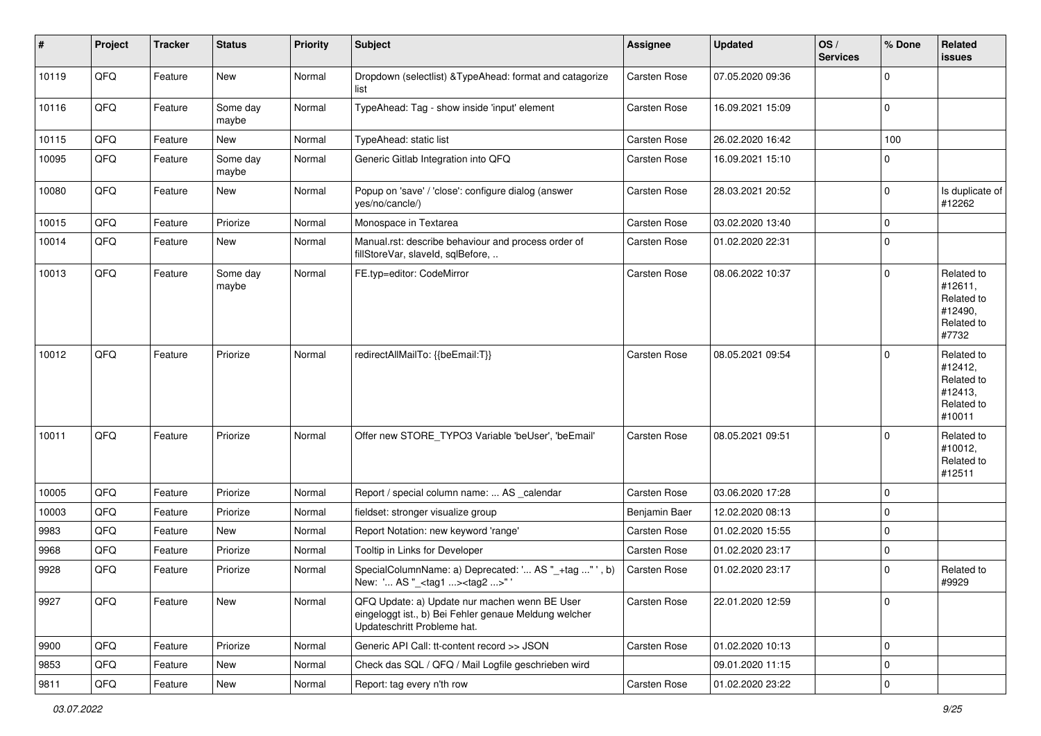| # | Project | Tracker | Status | Priority | Subject | Assignee | Updated | OS / Services | % Done | Related issues |
|---|---|---|---|---|---|---|---|---|---|---|
| 10119 | QFQ | Feature | New | Normal | Dropdown (selectlist) &TypeAhead: format and catagorize list | Carsten Rose | 07.05.2020 09:36 | | 0 | |
| 10116 | QFQ | Feature | Some day maybe | Normal | TypeAhead: Tag - show inside 'input' element | Carsten Rose | 16.09.2021 15:09 | | 0 | |
| 10115 | QFQ | Feature | New | Normal | TypeAhead: static list | Carsten Rose | 26.02.2020 16:42 | | 100 | |
| 10095 | QFQ | Feature | Some day maybe | Normal | Generic Gitlab Integration into QFQ | Carsten Rose | 16.09.2021 15:10 | | 0 | |
| 10080 | QFQ | Feature | New | Normal | Popup on 'save' / 'close': configure dialog (answer yes/no/cancle/) | Carsten Rose | 28.03.2021 20:52 | | 0 | Is duplicate of #12262 |
| 10015 | QFQ | Feature | Priorize | Normal | Monospace in Textarea | Carsten Rose | 03.02.2020 13:40 | | 0 | |
| 10014 | QFQ | Feature | New | Normal | Manual.rst: describe behaviour and process order of fillStoreVar, slaveId, sqlBefore, .. | Carsten Rose | 01.02.2020 22:31 | | 0 | |
| 10013 | QFQ | Feature | Some day maybe | Normal | FE.typ=editor: CodeMirror | Carsten Rose | 08.06.2022 10:37 | | 0 | Related to #12611, Related to #12490, Related to #7732 |
| 10012 | QFQ | Feature | Priorize | Normal | redirectAllMailTo: {{beEmail:T}} | Carsten Rose | 08.05.2021 09:54 | | 0 | Related to #12412, Related to #12413, Related to #10011 |
| 10011 | QFQ | Feature | Priorize | Normal | Offer new STORE_TYPO3 Variable 'beUser', 'beEmail' | Carsten Rose | 08.05.2021 09:51 | | 0 | Related to #10012, Related to #12511 |
| 10005 | QFQ | Feature | Priorize | Normal | Report / special column name: ... AS _calendar | Carsten Rose | 03.06.2020 17:28 | | 0 | |
| 10003 | QFQ | Feature | Priorize | Normal | fieldset: stronger visualize group | Benjamin Baer | 12.02.2020 08:13 | | 0 | |
| 9983 | QFQ | Feature | New | Normal | Report Notation: new keyword 'range' | Carsten Rose | 01.02.2020 15:55 | | 0 | |
| 9968 | QFQ | Feature | Priorize | Normal | Tooltip in Links for Developer | Carsten Rose | 01.02.2020 23:17 | | 0 | |
| 9928 | QFQ | Feature | Priorize | Normal | SpecialColumnName: a) Deprecated: '... AS "_+tag ..." ', b) New: '... AS "_<tag1 ...><tag2 ...>" ' | Carsten Rose | 01.02.2020 23:17 | | 0 | Related to #9929 |
| 9927 | QFQ | Feature | New | Normal | QFQ Update: a) Update nur machen wenn BE User eingeloggt ist., b) Bei Fehler genaue Meldung welcher Updateschritt Probleme hat. | Carsten Rose | 22.01.2020 12:59 | | 0 | |
| 9900 | QFQ | Feature | Priorize | Normal | Generic API Call: tt-content record >> JSON | Carsten Rose | 01.02.2020 10:13 | | 0 | |
| 9853 | QFQ | Feature | New | Normal | Check das SQL / QFQ / Mail Logfile geschrieben wird | | 09.01.2020 11:15 | | 0 | |
| 9811 | QFQ | Feature | New | Normal | Report: tag every n'th row | Carsten Rose | 01.02.2020 23:22 | | 0 | |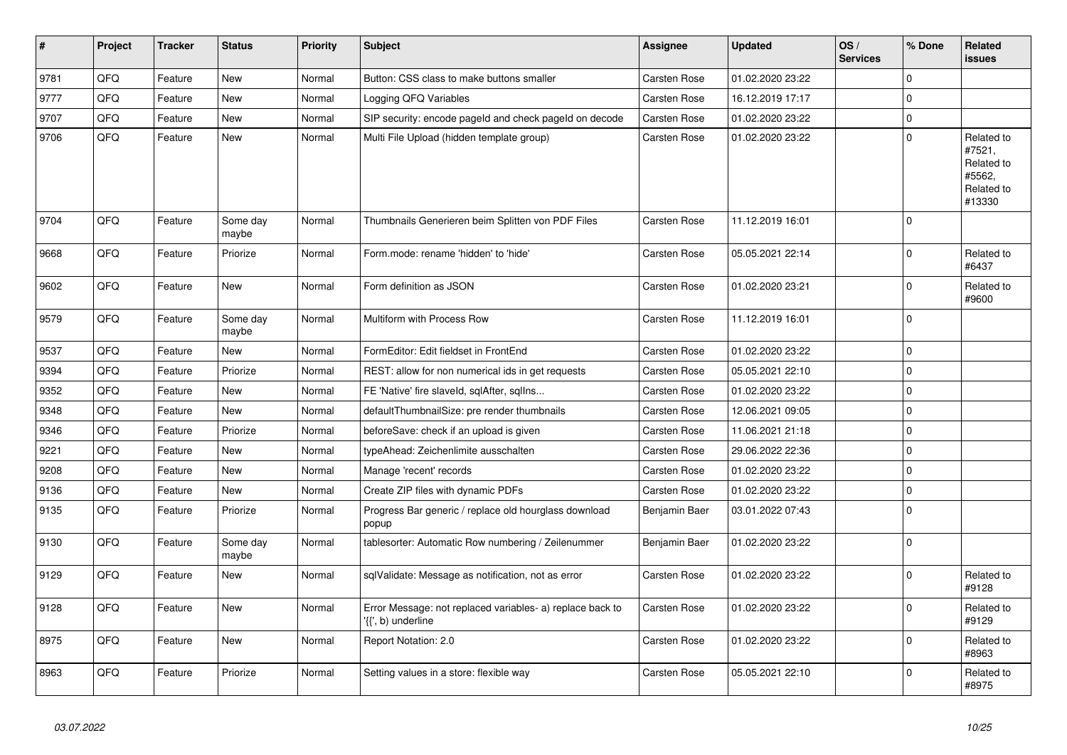| # | Project | Tracker | Status | Priority | Subject | Assignee | Updated | OS / Services | % Done | Related issues |
|---|---|---|---|---|---|---|---|---|---|---|
| 9781 | QFQ | Feature | New | Normal | Button: CSS class to make buttons smaller | Carsten Rose | 01.02.2020 23:22 | | 0 | |
| 9777 | QFQ | Feature | New | Normal | Logging QFQ Variables | Carsten Rose | 16.12.2019 17:17 | | 0 | |
| 9707 | QFQ | Feature | New | Normal | SIP security: encode pageId and check pageId on decode | Carsten Rose | 01.02.2020 23:22 | | 0 | |
| 9706 | QFQ | Feature | New | Normal | Multi File Upload (hidden template group) | Carsten Rose | 01.02.2020 23:22 | | 0 | Related to #7521, Related to #5562, Related to #13330 |
| 9704 | QFQ | Feature | Some day maybe | Normal | Thumbnails Generieren beim Splitten von PDF Files | Carsten Rose | 11.12.2019 16:01 | | 0 | |
| 9668 | QFQ | Feature | Priorize | Normal | Form.mode: rename 'hidden' to 'hide' | Carsten Rose | 05.05.2021 22:14 | | 0 | Related to #6437 |
| 9602 | QFQ | Feature | New | Normal | Form definition as JSON | Carsten Rose | 01.02.2020 23:21 | | 0 | Related to #9600 |
| 9579 | QFQ | Feature | Some day maybe | Normal | Multiform with Process Row | Carsten Rose | 11.12.2019 16:01 | | 0 | |
| 9537 | QFQ | Feature | New | Normal | FormEditor: Edit fieldset in FrontEnd | Carsten Rose | 01.02.2020 23:22 | | 0 | |
| 9394 | QFQ | Feature | Priorize | Normal | REST: allow for non numerical ids in get requests | Carsten Rose | 05.05.2021 22:10 | | 0 | |
| 9352 | QFQ | Feature | New | Normal | FE 'Native' fire slaveId, sqlAfter, sqlIns... | Carsten Rose | 01.02.2020 23:22 | | 0 | |
| 9348 | QFQ | Feature | New | Normal | defaultThumbnailSize: pre render thumbnails | Carsten Rose | 12.06.2021 09:05 | | 0 | |
| 9346 | QFQ | Feature | Priorize | Normal | beforeSave: check if an upload is given | Carsten Rose | 11.06.2021 21:18 | | 0 | |
| 9221 | QFQ | Feature | New | Normal | typeAhead: Zeichenlimite ausschalten | Carsten Rose | 29.06.2022 22:36 | | 0 | |
| 9208 | QFQ | Feature | New | Normal | Manage 'recent' records | Carsten Rose | 01.02.2020 23:22 | | 0 | |
| 9136 | QFQ | Feature | New | Normal | Create ZIP files with dynamic PDFs | Carsten Rose | 01.02.2020 23:22 | | 0 | |
| 9135 | QFQ | Feature | Priorize | Normal | Progress Bar generic / replace old hourglass download popup | Benjamin Baer | 03.01.2022 07:43 | | 0 | |
| 9130 | QFQ | Feature | Some day maybe | Normal | tablesorter: Automatic Row numbering / Zeilenummer | Benjamin Baer | 01.02.2020 23:22 | | 0 | |
| 9129 | QFQ | Feature | New | Normal | sqlValidate: Message as notification, not as error | Carsten Rose | 01.02.2020 23:22 | | 0 | Related to #9128 |
| 9128 | QFQ | Feature | New | Normal | Error Message: not replaced variables- a) replace back to '{{', b) underline | Carsten Rose | 01.02.2020 23:22 | | 0 | Related to #9129 |
| 8975 | QFQ | Feature | New | Normal | Report Notation: 2.0 | Carsten Rose | 01.02.2020 23:22 | | 0 | Related to #8963 |
| 8963 | QFQ | Feature | Priorize | Normal | Setting values in a store: flexible way | Carsten Rose | 05.05.2021 22:10 | | 0 | Related to #8975 |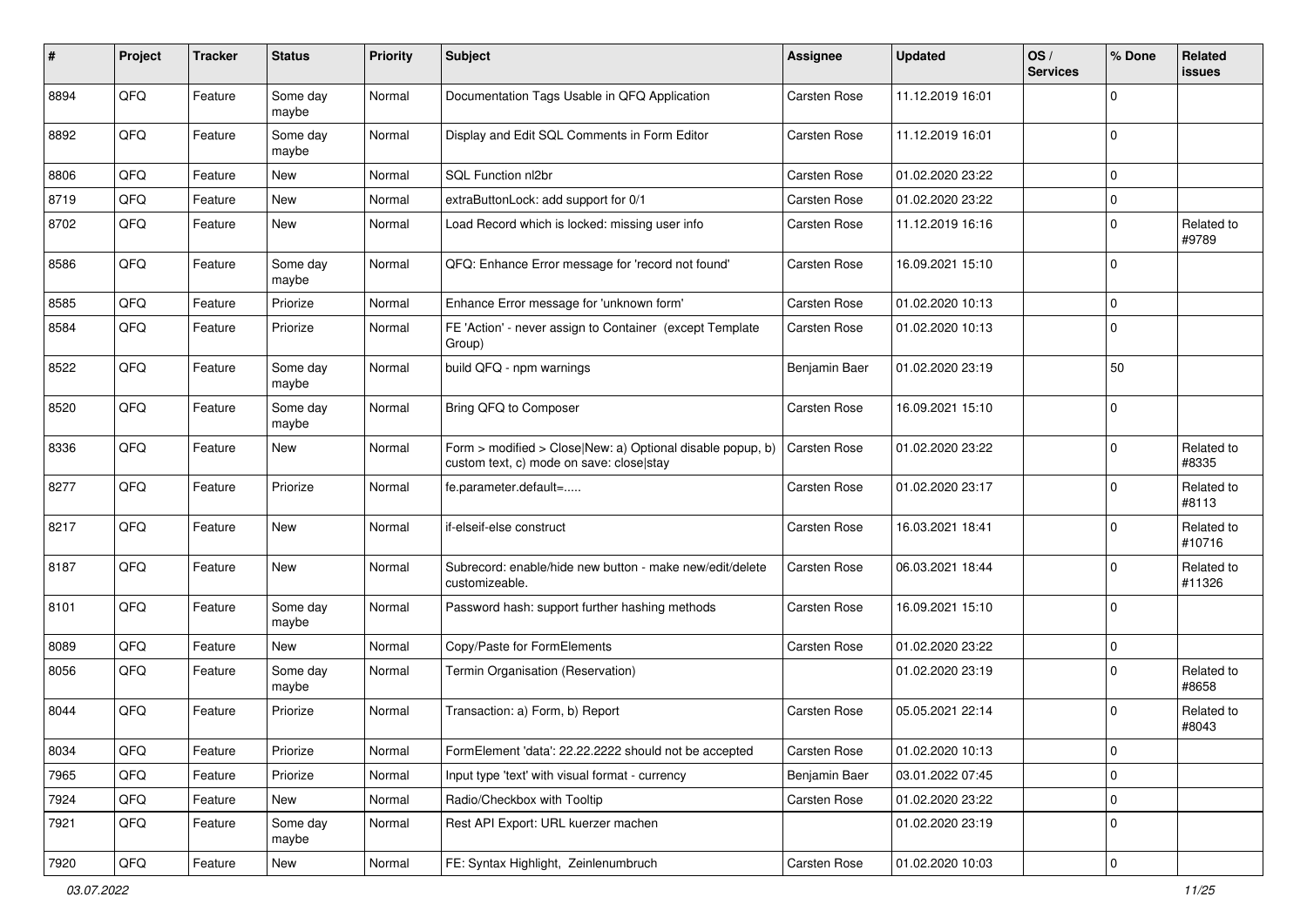| # | Project | Tracker | Status | Priority | Subject | Assignee | Updated | OS / Services | % Done | Related issues |
|---|---|---|---|---|---|---|---|---|---|---|
| 8894 | QFQ | Feature | Some day maybe | Normal | Documentation Tags Usable in QFQ Application | Carsten Rose | 11.12.2019 16:01 | | 0 | |
| 8892 | QFQ | Feature | Some day maybe | Normal | Display and Edit SQL Comments in Form Editor | Carsten Rose | 11.12.2019 16:01 | | 0 | |
| 8806 | QFQ | Feature | New | Normal | SQL Function nl2br | Carsten Rose | 01.02.2020 23:22 | | 0 | |
| 8719 | QFQ | Feature | New | Normal | extraButtonLock: add support for 0/1 | Carsten Rose | 01.02.2020 23:22 | | 0 | |
| 8702 | QFQ | Feature | New | Normal | Load Record which is locked: missing user info | Carsten Rose | 11.12.2019 16:16 | | 0 | Related to #9789 |
| 8586 | QFQ | Feature | Some day maybe | Normal | QFQ: Enhance Error message for 'record not found' | Carsten Rose | 16.09.2021 15:10 | | 0 | |
| 8585 | QFQ | Feature | Priorize | Normal | Enhance Error message for 'unknown form' | Carsten Rose | 01.02.2020 10:13 | | 0 | |
| 8584 | QFQ | Feature | Priorize | Normal | FE 'Action' - never assign to Container (except Template Group) | Carsten Rose | 01.02.2020 10:13 | | 0 | |
| 8522 | QFQ | Feature | Some day maybe | Normal | build QFQ - npm warnings | Benjamin Baer | 01.02.2020 23:19 | | 50 | |
| 8520 | QFQ | Feature | Some day maybe | Normal | Bring QFQ to Composer | Carsten Rose | 16.09.2021 15:10 | | 0 | |
| 8336 | QFQ | Feature | New | Normal | Form > modified > Close\|New: a) Optional disable popup, b) custom text, c) mode on save: close\|stay | Carsten Rose | 01.02.2020 23:22 | | 0 | Related to #8335 |
| 8277 | QFQ | Feature | Priorize | Normal | fe.parameter.default=..... | Carsten Rose | 01.02.2020 23:17 | | 0 | Related to #8113 |
| 8217 | QFQ | Feature | New | Normal | if-elseif-else construct | Carsten Rose | 16.03.2021 18:41 | | 0 | Related to #10716 |
| 8187 | QFQ | Feature | New | Normal | Subrecord: enable/hide new button - make new/edit/delete customizeable. | Carsten Rose | 06.03.2021 18:44 | | 0 | Related to #11326 |
| 8101 | QFQ | Feature | Some day maybe | Normal | Password hash: support further hashing methods | Carsten Rose | 16.09.2021 15:10 | | 0 | |
| 8089 | QFQ | Feature | New | Normal | Copy/Paste for FormElements | Carsten Rose | 01.02.2020 23:22 | | 0 | |
| 8056 | QFQ | Feature | Some day maybe | Normal | Termin Organisation (Reservation) | | 01.02.2020 23:19 | | 0 | Related to #8658 |
| 8044 | QFQ | Feature | Priorize | Normal | Transaction: a) Form, b) Report | Carsten Rose | 05.05.2021 22:14 | | 0 | Related to #8043 |
| 8034 | QFQ | Feature | Priorize | Normal | FormElement 'data': 22.22.2222 should not be accepted | Carsten Rose | 01.02.2020 10:13 | | 0 | |
| 7965 | QFQ | Feature | Priorize | Normal | Input type 'text' with visual format - currency | Benjamin Baer | 03.01.2022 07:45 | | 0 | |
| 7924 | QFQ | Feature | New | Normal | Radio/Checkbox with Tooltip | Carsten Rose | 01.02.2020 23:22 | | 0 | |
| 7921 | QFQ | Feature | Some day maybe | Normal | Rest API Export: URL kuerzer machen | | 01.02.2020 23:19 | | 0 | |
| 7920 | QFQ | Feature | New | Normal | FE: Syntax Highlight, Zeinlenumbruch | Carsten Rose | 01.02.2020 10:03 | | 0 | |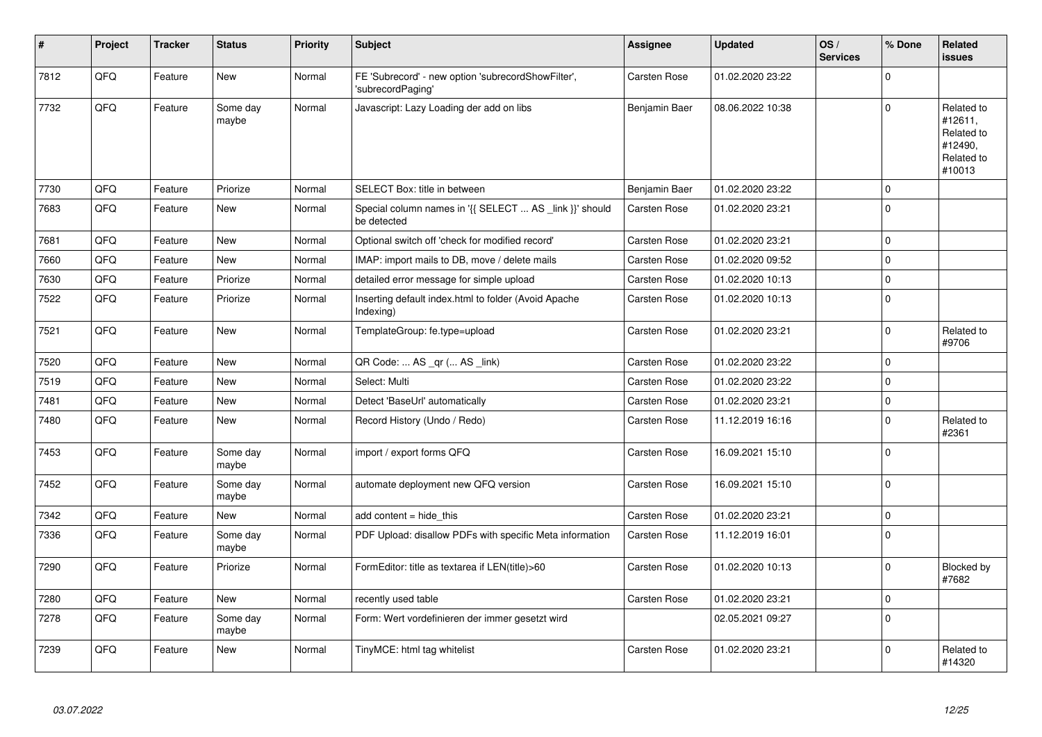| # | Project | Tracker | Status | Priority | Subject | Assignee | Updated | OS / Services | % Done | Related issues |
|---|---|---|---|---|---|---|---|---|---|---|
| 7812 | QFQ | Feature | New | Normal | FE 'Subrecord' - new option 'subrecordShowFilter', 'subrecordPaging' | Carsten Rose | 01.02.2020 23:22 | | 0 | |
| 7732 | QFQ | Feature | Some day maybe | Normal | Javascript: Lazy Loading der add on libs | Benjamin Baer | 08.06.2022 10:38 | | 0 | Related to #12611, Related to #12490, Related to #10013 |
| 7730 | QFQ | Feature | Priorize | Normal | SELECT Box: title in between | Benjamin Baer | 01.02.2020 23:22 | | 0 | |
| 7683 | QFQ | Feature | New | Normal | Special column names in '{{ SELECT ... AS _link }}' should be detected | Carsten Rose | 01.02.2020 23:21 | | 0 | |
| 7681 | QFQ | Feature | New | Normal | Optional switch off 'check for modified record' | Carsten Rose | 01.02.2020 23:21 | | 0 | |
| 7660 | QFQ | Feature | New | Normal | IMAP: import mails to DB, move / delete mails | Carsten Rose | 01.02.2020 09:52 | | 0 | |
| 7630 | QFQ | Feature | Priorize | Normal | detailed error message for simple upload | Carsten Rose | 01.02.2020 10:13 | | 0 | |
| 7522 | QFQ | Feature | Priorize | Normal | Inserting default index.html to folder (Avoid Apache Indexing) | Carsten Rose | 01.02.2020 10:13 | | 0 | |
| 7521 | QFQ | Feature | New | Normal | TemplateGroup: fe.type=upload | Carsten Rose | 01.02.2020 23:21 | | 0 | Related to #9706 |
| 7520 | QFQ | Feature | New | Normal | QR Code: ... AS _qr (... AS _link) | Carsten Rose | 01.02.2020 23:22 | | 0 | |
| 7519 | QFQ | Feature | New | Normal | Select: Multi | Carsten Rose | 01.02.2020 23:22 | | 0 | |
| 7481 | QFQ | Feature | New | Normal | Detect 'BaseUrl' automatically | Carsten Rose | 01.02.2020 23:21 | | 0 | |
| 7480 | QFQ | Feature | New | Normal | Record History (Undo / Redo) | Carsten Rose | 11.12.2019 16:16 | | 0 | Related to #2361 |
| 7453 | QFQ | Feature | Some day maybe | Normal | import / export forms QFQ | Carsten Rose | 16.09.2021 15:10 | | 0 | |
| 7452 | QFQ | Feature | Some day maybe | Normal | automate deployment new QFQ version | Carsten Rose | 16.09.2021 15:10 | | 0 | |
| 7342 | QFQ | Feature | New | Normal | add content = hide_this | Carsten Rose | 01.02.2020 23:21 | | 0 | |
| 7336 | QFQ | Feature | Some day maybe | Normal | PDF Upload: disallow PDFs with specific Meta information | Carsten Rose | 11.12.2019 16:01 | | 0 | |
| 7290 | QFQ | Feature | Priorize | Normal | FormEditor: title as textarea if LEN(title)>60 | Carsten Rose | 01.02.2020 10:13 | | 0 | Blocked by #7682 |
| 7280 | QFQ | Feature | New | Normal | recently used table | Carsten Rose | 01.02.2020 23:21 | | 0 | |
| 7278 | QFQ | Feature | Some day maybe | Normal | Form: Wert vordefinieren der immer gesetzt wird | | 02.05.2021 09:27 | | 0 | |
| 7239 | QFQ | Feature | New | Normal | TinyMCE: html tag whitelist | Carsten Rose | 01.02.2020 23:21 | | 0 | Related to #14320 |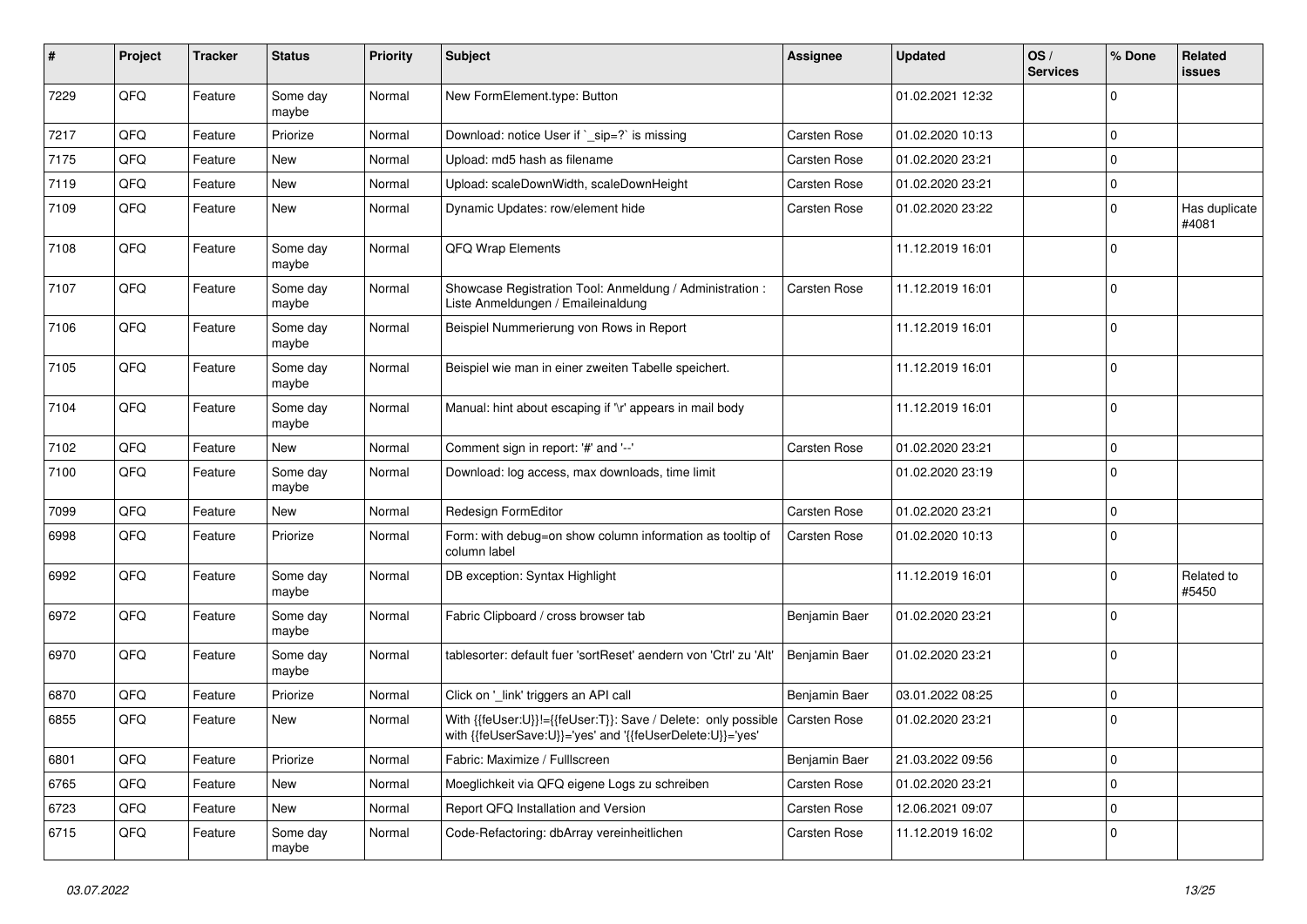| # | Project | Tracker | Status | Priority | Subject | Assignee | Updated | OS / Services | % Done | Related issues |
|---|---|---|---|---|---|---|---|---|---|---|
| 7229 | QFQ | Feature | Some day maybe | Normal | New FormElement.type: Button | | 01.02.2021 12:32 | | 0 | |
| 7217 | QFQ | Feature | Priorize | Normal | Download: notice User if `_sip=?` is missing | Carsten Rose | 01.02.2020 10:13 | | 0 | |
| 7175 | QFQ | Feature | New | Normal | Upload: md5 hash as filename | Carsten Rose | 01.02.2020 23:21 | | 0 | |
| 7119 | QFQ | Feature | New | Normal | Upload: scaleDownWidth, scaleDownHeight | Carsten Rose | 01.02.2020 23:21 | | 0 | |
| 7109 | QFQ | Feature | New | Normal | Dynamic Updates: row/element hide | Carsten Rose | 01.02.2020 23:22 | | 0 | Has duplicate #4081 |
| 7108 | QFQ | Feature | Some day maybe | Normal | QFQ Wrap Elements | | 11.12.2019 16:01 | | 0 | |
| 7107 | QFQ | Feature | Some day maybe | Normal | Showcase Registration Tool: Anmeldung / Administration : Liste Anmeldungen / Emaileinaldung | Carsten Rose | 11.12.2019 16:01 | | 0 | |
| 7106 | QFQ | Feature | Some day maybe | Normal | Beispiel Nummerierung von Rows in Report | | 11.12.2019 16:01 | | 0 | |
| 7105 | QFQ | Feature | Some day maybe | Normal | Beispiel wie man in einer zweiten Tabelle speichert. | | 11.12.2019 16:01 | | 0 | |
| 7104 | QFQ | Feature | Some day maybe | Normal | Manual: hint about escaping if '\r' appears in mail body | | 11.12.2019 16:01 | | 0 | |
| 7102 | QFQ | Feature | New | Normal | Comment sign in report: '#' and '--' | Carsten Rose | 01.02.2020 23:21 | | 0 | |
| 7100 | QFQ | Feature | Some day maybe | Normal | Download: log access, max downloads, time limit | | 01.02.2020 23:19 | | 0 | |
| 7099 | QFQ | Feature | New | Normal | Redesign FormEditor | Carsten Rose | 01.02.2020 23:21 | | 0 | |
| 6998 | QFQ | Feature | Priorize | Normal | Form: with debug=on show column information as tooltip of column label | Carsten Rose | 01.02.2020 10:13 | | 0 | |
| 6992 | QFQ | Feature | Some day maybe | Normal | DB exception: Syntax Highlight | | 11.12.2019 16:01 | | 0 | Related to #5450 |
| 6972 | QFQ | Feature | Some day maybe | Normal | Fabric Clipboard / cross browser tab | Benjamin Baer | 01.02.2020 23:21 | | 0 | |
| 6970 | QFQ | Feature | Some day maybe | Normal | tablesorter: default fuer 'sortReset' aendern von 'Ctrl' zu 'Alt' | Benjamin Baer | 01.02.2020 23:21 | | 0 | |
| 6870 | QFQ | Feature | Priorize | Normal | Click on '_link' triggers an API call | Benjamin Baer | 03.01.2022 08:25 | | 0 | |
| 6855 | QFQ | Feature | New | Normal | With {{feUser:U}}!={{feUser:T}}: Save / Delete: only possible with {{feUserSave:U}}='yes' and '{{feUserDelete:U}}='yes' | Carsten Rose | 01.02.2020 23:21 | | 0 | |
| 6801 | QFQ | Feature | Priorize | Normal | Fabric: Maximize / Fulllscreen | Benjamin Baer | 21.03.2022 09:56 | | 0 | |
| 6765 | QFQ | Feature | New | Normal | Moeglichkeit via QFQ eigene Logs zu schreiben | Carsten Rose | 01.02.2020 23:21 | | 0 | |
| 6723 | QFQ | Feature | New | Normal | Report QFQ Installation and Version | Carsten Rose | 12.06.2021 09:07 | | 0 | |
| 6715 | QFQ | Feature | Some day maybe | Normal | Code-Refactoring: dbArray vereinheitlichen | Carsten Rose | 11.12.2019 16:02 | | 0 | |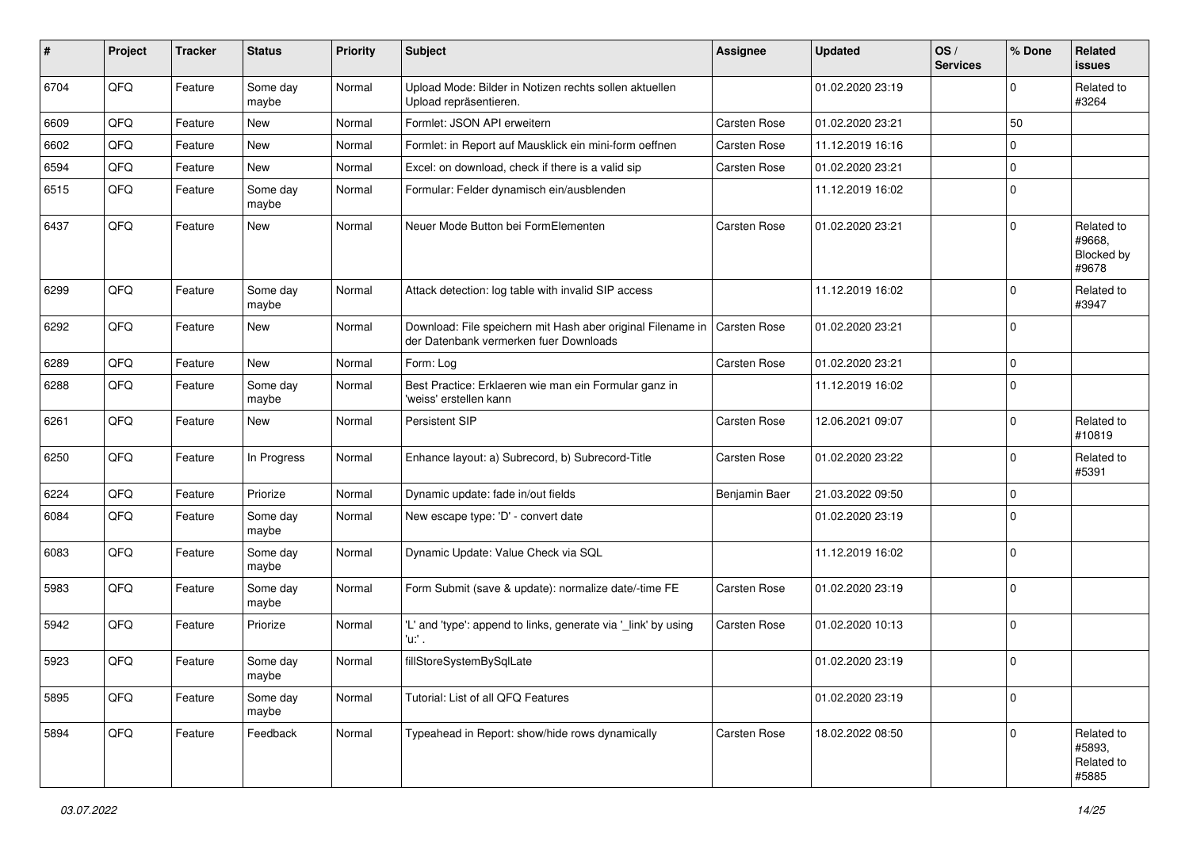| # | Project | Tracker | Status | Priority | Subject | Assignee | Updated | OS / Services | % Done | Related issues |
|---|---|---|---|---|---|---|---|---|---|---|
| 6704 | QFQ | Feature | Some day maybe | Normal | Upload Mode: Bilder in Notizen rechts sollen aktuellen Upload repräsentieren. | | 01.02.2020 23:19 | | 0 | Related to #3264 |
| 6609 | QFQ | Feature | New | Normal | Formlet: JSON API erweitern | Carsten Rose | 01.02.2020 23:21 | | 50 | |
| 6602 | QFQ | Feature | New | Normal | Formlet: in Report auf Mausklick ein mini-form oeffnen | Carsten Rose | 11.12.2019 16:16 | | 0 | |
| 6594 | QFQ | Feature | New | Normal | Excel: on download, check if there is a valid sip | Carsten Rose | 01.02.2020 23:21 | | 0 | |
| 6515 | QFQ | Feature | Some day maybe | Normal | Formular: Felder dynamisch ein/ausblenden | | 11.12.2019 16:02 | | 0 | |
| 6437 | QFQ | Feature | New | Normal | Neuer Mode Button bei FormElementen | Carsten Rose | 01.02.2020 23:21 | | 0 | Related to #9668, Blocked by #9678 |
| 6299 | QFQ | Feature | Some day maybe | Normal | Attack detection: log table with invalid SIP access | | 11.12.2019 16:02 | | 0 | Related to #3947 |
| 6292 | QFQ | Feature | New | Normal | Download: File speichern mit Hash aber original Filename in der Datenbank vermerken fuer Downloads | Carsten Rose | 01.02.2020 23:21 | | 0 | |
| 6289 | QFQ | Feature | New | Normal | Form: Log | Carsten Rose | 01.02.2020 23:21 | | 0 | |
| 6288 | QFQ | Feature | Some day maybe | Normal | Best Practice: Erklaeren wie man ein Formular ganz in 'weiss' erstellen kann | | 11.12.2019 16:02 | | 0 | |
| 6261 | QFQ | Feature | New | Normal | Persistent SIP | Carsten Rose | 12.06.2021 09:07 | | 0 | Related to #10819 |
| 6250 | QFQ | Feature | In Progress | Normal | Enhance layout: a) Subrecord, b) Subrecord-Title | Carsten Rose | 01.02.2020 23:22 | | 0 | Related to #5391 |
| 6224 | QFQ | Feature | Priorize | Normal | Dynamic update: fade in/out fields | Benjamin Baer | 21.03.2022 09:50 | | 0 | |
| 6084 | QFQ | Feature | Some day maybe | Normal | New escape type: 'D' - convert date | | 01.02.2020 23:19 | | 0 | |
| 6083 | QFQ | Feature | Some day maybe | Normal | Dynamic Update: Value Check via SQL | | 11.12.2019 16:02 | | 0 | |
| 5983 | QFQ | Feature | Some day maybe | Normal | Form Submit (save & update): normalize date/-time FE | Carsten Rose | 01.02.2020 23:19 | | 0 | |
| 5942 | QFQ | Feature | Priorize | Normal | 'L' and 'type': append to links, generate via '_link' by using 'u:' . | Carsten Rose | 01.02.2020 10:13 | | 0 | |
| 5923 | QFQ | Feature | Some day maybe | Normal | fillStoreSystemBySqlLate | | 01.02.2020 23:19 | | 0 | |
| 5895 | QFQ | Feature | Some day maybe | Normal | Tutorial: List of all QFQ Features | | 01.02.2020 23:19 | | 0 | |
| 5894 | QFQ | Feature | Feedback | Normal | Typeahead in Report: show/hide rows dynamically | Carsten Rose | 18.02.2022 08:50 | | 0 | Related to #5893, Related to #5885 |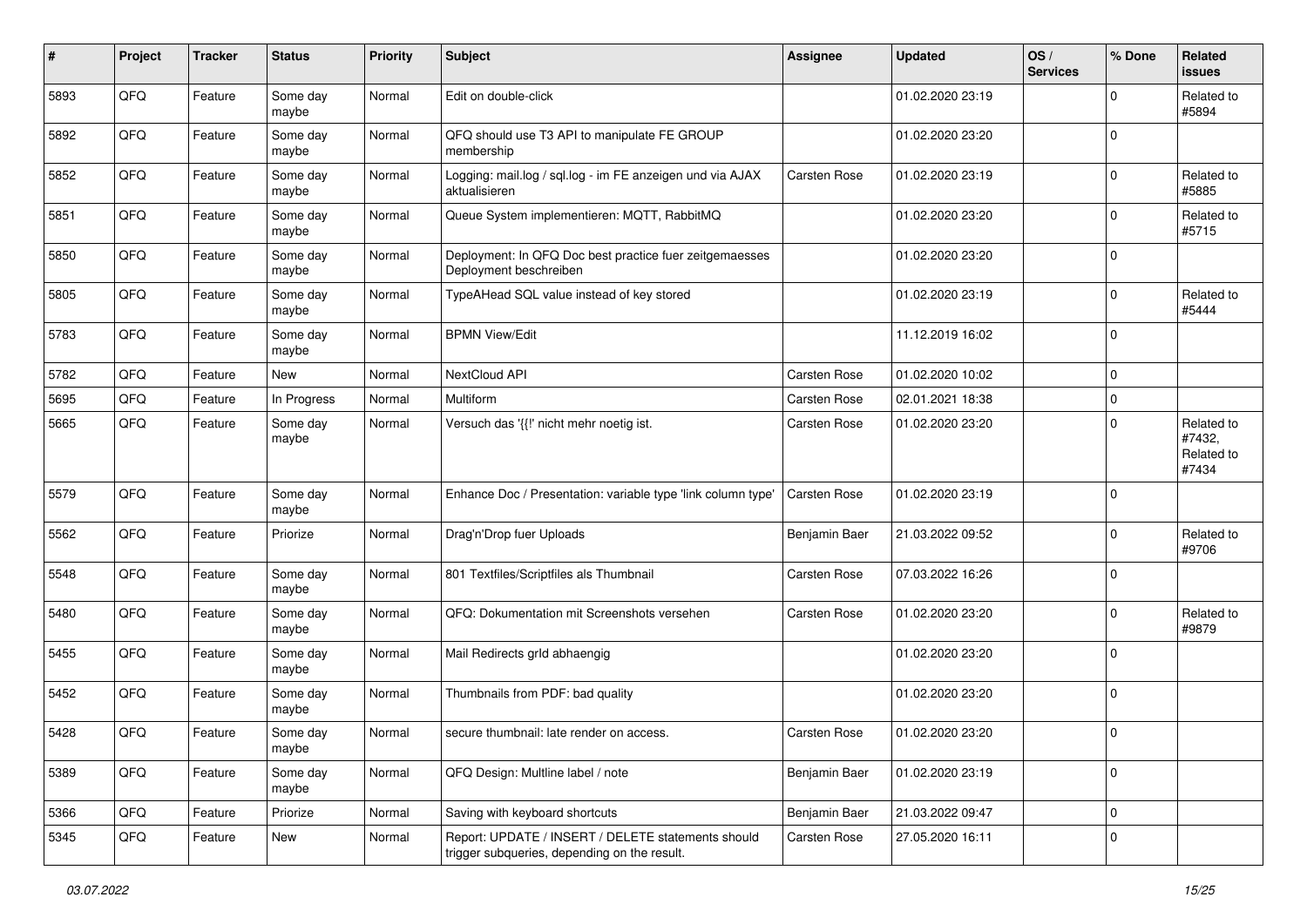| # | Project | Tracker | Status | Priority | Subject | Assignee | Updated | OS / Services | % Done | Related issues |
|---|---|---|---|---|---|---|---|---|---|---|
| 5893 | QFQ | Feature | Some day maybe | Normal | Edit on double-click | | 01.02.2020 23:19 | | 0 | Related to #5894 |
| 5892 | QFQ | Feature | Some day maybe | Normal | QFQ should use T3 API to manipulate FE GROUP membership | | 01.02.2020 23:20 | | 0 | |
| 5852 | QFQ | Feature | Some day maybe | Normal | Logging: mail.log / sql.log - im FE anzeigen und via AJAX aktualisieren | Carsten Rose | 01.02.2020 23:19 | | 0 | Related to #5885 |
| 5851 | QFQ | Feature | Some day maybe | Normal | Queue System implementieren: MQTT, RabbitMQ | | 01.02.2020 23:20 | | 0 | Related to #5715 |
| 5850 | QFQ | Feature | Some day maybe | Normal | Deployment: In QFQ Doc best practice fuer zeitgemaesses Deployment beschreiben | | 01.02.2020 23:20 | | 0 | |
| 5805 | QFQ | Feature | Some day maybe | Normal | TypeAHead SQL value instead of key stored | | 01.02.2020 23:19 | | 0 | Related to #5444 |
| 5783 | QFQ | Feature | Some day maybe | Normal | BPMN View/Edit | | 11.12.2019 16:02 | | 0 | |
| 5782 | QFQ | Feature | New | Normal | NextCloud API | Carsten Rose | 01.02.2020 10:02 | | 0 | |
| 5695 | QFQ | Feature | In Progress | Normal | Multiform | Carsten Rose | 02.01.2021 18:38 | | 0 | |
| 5665 | QFQ | Feature | Some day maybe | Normal | Versuch das '{{!' nicht mehr noetig ist. | Carsten Rose | 01.02.2020 23:20 | | 0 | Related to #7432, Related to #7434 |
| 5579 | QFQ | Feature | Some day maybe | Normal | Enhance Doc / Presentation: variable type 'link column type' | Carsten Rose | 01.02.2020 23:19 | | 0 | |
| 5562 | QFQ | Feature | Priorize | Normal | Drag'n'Drop fuer Uploads | Benjamin Baer | 21.03.2022 09:52 | | 0 | Related to #9706 |
| 5548 | QFQ | Feature | Some day maybe | Normal | 801 Textfiles/Scriptfiles als Thumbnail | Carsten Rose | 07.03.2022 16:26 | | 0 | |
| 5480 | QFQ | Feature | Some day maybe | Normal | QFQ: Dokumentation mit Screenshots versehen | Carsten Rose | 01.02.2020 23:20 | | 0 | Related to #9879 |
| 5455 | QFQ | Feature | Some day maybe | Normal | Mail Redirects grId abhaengig | | 01.02.2020 23:20 | | 0 | |
| 5452 | QFQ | Feature | Some day maybe | Normal | Thumbnails from PDF: bad quality | | 01.02.2020 23:20 | | 0 | |
| 5428 | QFQ | Feature | Some day maybe | Normal | secure thumbnail: late render on access. | Carsten Rose | 01.02.2020 23:20 | | 0 | |
| 5389 | QFQ | Feature | Some day maybe | Normal | QFQ Design: Multline label / note | Benjamin Baer | 01.02.2020 23:19 | | 0 | |
| 5366 | QFQ | Feature | Priorize | Normal | Saving with keyboard shortcuts | Benjamin Baer | 21.03.2022 09:47 | | 0 | |
| 5345 | QFQ | Feature | New | Normal | Report: UPDATE / INSERT / DELETE statements should trigger subqueries, depending on the result. | Carsten Rose | 27.05.2020 16:11 | | 0 | |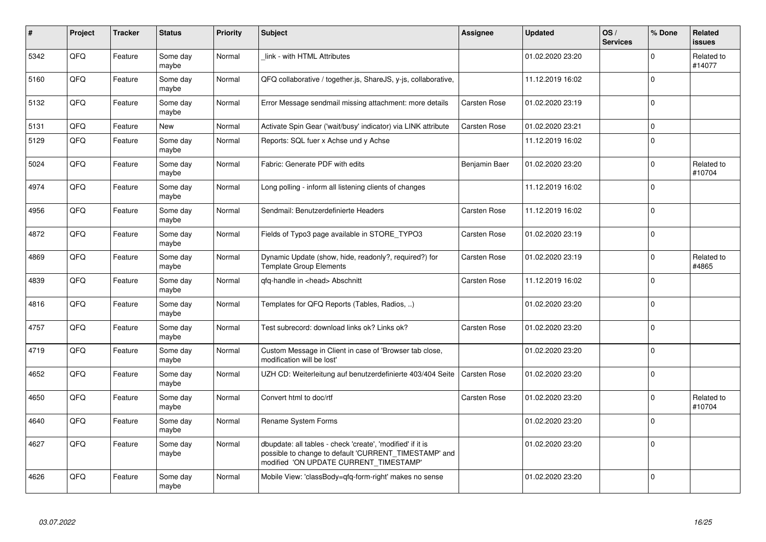| # | Project | Tracker | Status | Priority | Subject | Assignee | Updated | OS / Services | % Done | Related issues |
|---|---|---|---|---|---|---|---|---|---|---|
| 5342 | QFQ | Feature | Some day maybe | Normal | _link - with HTML Attributes | | 01.02.2020 23:20 | | 0 | Related to #14077 |
| 5160 | QFQ | Feature | Some day maybe | Normal | QFQ collaborative / together.js, ShareJS, y-js, collaborative, | | 11.12.2019 16:02 | | 0 | |
| 5132 | QFQ | Feature | Some day maybe | Normal | Error Message sendmail missing attachment: more details | Carsten Rose | 01.02.2020 23:19 | | 0 | |
| 5131 | QFQ | Feature | New | Normal | Activate Spin Gear ('wait/busy' indicator) via LINK attribute | Carsten Rose | 01.02.2020 23:21 | | 0 | |
| 5129 | QFQ | Feature | Some day maybe | Normal | Reports: SQL fuer x Achse und y Achse | | 11.12.2019 16:02 | | 0 | |
| 5024 | QFQ | Feature | Some day maybe | Normal | Fabric: Generate PDF with edits | Benjamin Baer | 01.02.2020 23:20 | | 0 | Related to #10704 |
| 4974 | QFQ | Feature | Some day maybe | Normal | Long polling - inform all listening clients of changes | | 11.12.2019 16:02 | | 0 | |
| 4956 | QFQ | Feature | Some day maybe | Normal | Sendmail: Benutzerdefinierte Headers | Carsten Rose | 11.12.2019 16:02 | | 0 | |
| 4872 | QFQ | Feature | Some day maybe | Normal | Fields of Typo3 page available in STORE_TYPO3 | Carsten Rose | 01.02.2020 23:19 | | 0 | |
| 4869 | QFQ | Feature | Some day maybe | Normal | Dynamic Update (show, hide, readonly?, required?) for Template Group Elements | Carsten Rose | 01.02.2020 23:19 | | 0 | Related to #4865 |
| 4839 | QFQ | Feature | Some day maybe | Normal | qfq-handle in <head> Abschnitt | Carsten Rose | 11.12.2019 16:02 | | 0 | |
| 4816 | QFQ | Feature | Some day maybe | Normal | Templates for QFQ Reports (Tables, Radios, ..) | | 01.02.2020 23:20 | | 0 | |
| 4757 | QFQ | Feature | Some day maybe | Normal | Test subrecord: download links ok? Links ok? | Carsten Rose | 01.02.2020 23:20 | | 0 | |
| 4719 | QFQ | Feature | Some day maybe | Normal | Custom Message in Client in case of 'Browser tab close, modification will be lost' | | 01.02.2020 23:20 | | 0 | |
| 4652 | QFQ | Feature | Some day maybe | Normal | UZH CD: Weiterleitung auf benutzerdefinierte 403/404 Seite | Carsten Rose | 01.02.2020 23:20 | | 0 | |
| 4650 | QFQ | Feature | Some day maybe | Normal | Convert html to doc/rtf | Carsten Rose | 01.02.2020 23:20 | | 0 | Related to #10704 |
| 4640 | QFQ | Feature | Some day maybe | Normal | Rename System Forms | | 01.02.2020 23:20 | | 0 | |
| 4627 | QFQ | Feature | Some day maybe | Normal | dbupdate: all tables - check 'create', 'modified' if it is possible to change to default 'CURRENT_TIMESTAMP' and modified 'ON UPDATE CURRENT_TIMESTAMP' | | 01.02.2020 23:20 | | 0 | |
| 4626 | QFQ | Feature | Some day maybe | Normal | Mobile View: 'classBody=qfq-form-right' makes no sense | | 01.02.2020 23:20 | | 0 | |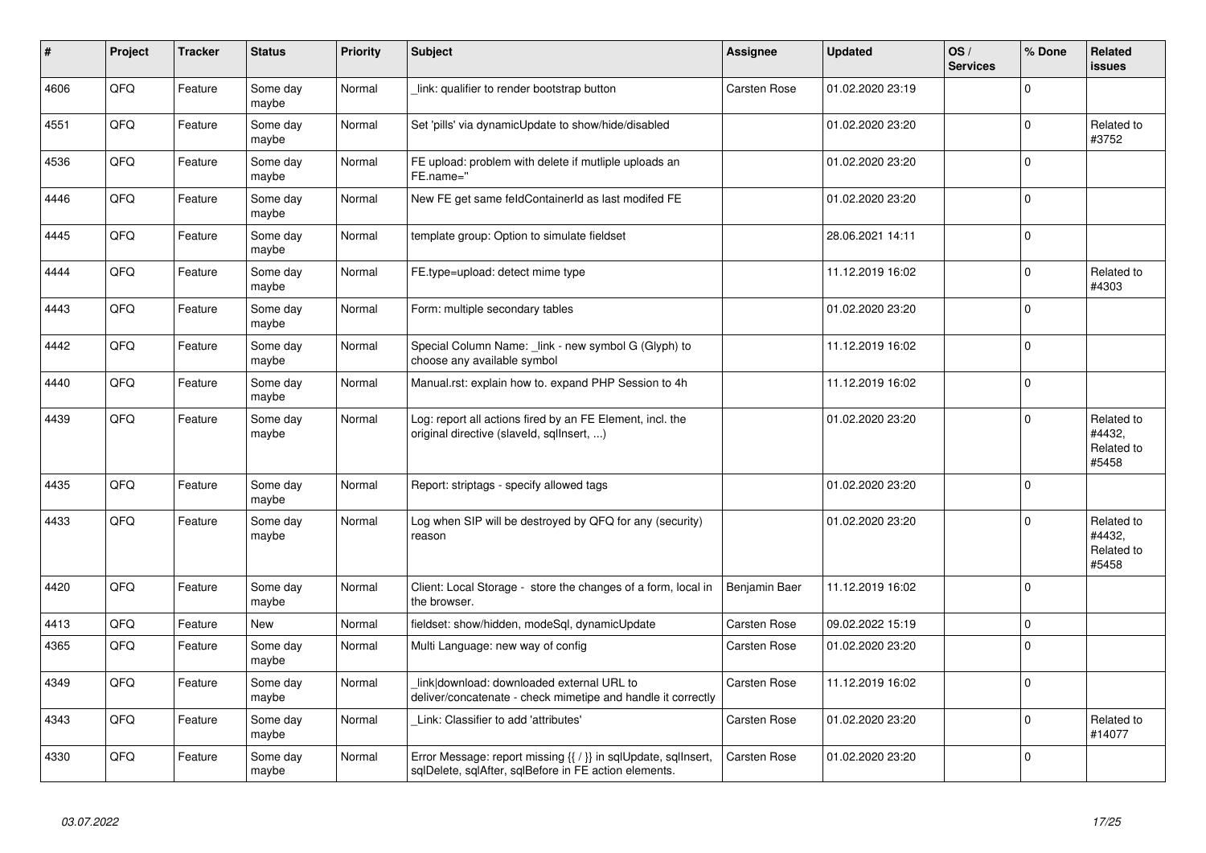| # | Project | Tracker | Status | Priority | Subject | Assignee | Updated | OS / Services | % Done | Related issues |
|---|---|---|---|---|---|---|---|---|---|---|
| 4606 | QFQ | Feature | Some day maybe | Normal | _link: qualifier to render bootstrap button | Carsten Rose | 01.02.2020 23:19 | | 0 | |
| 4551 | QFQ | Feature | Some day maybe | Normal | Set 'pills' via dynamicUpdate to show/hide/disabled | | 01.02.2020 23:20 | | 0 | Related to #3752 |
| 4536 | QFQ | Feature | Some day maybe | Normal | FE upload: problem with delete if mutliple uploads an FE.name='' | | 01.02.2020 23:20 | | 0 | |
| 4446 | QFQ | Feature | Some day maybe | Normal | New FE get same feldContainerId as last modifed FE | | 01.02.2020 23:20 | | 0 | |
| 4445 | QFQ | Feature | Some day maybe | Normal | template group: Option to simulate fieldset | | 28.06.2021 14:11 | | 0 | |
| 4444 | QFQ | Feature | Some day maybe | Normal | FE.type=upload: detect mime type | | 11.12.2019 16:02 | | 0 | Related to #4303 |
| 4443 | QFQ | Feature | Some day maybe | Normal | Form: multiple secondary tables | | 01.02.2020 23:20 | | 0 | |
| 4442 | QFQ | Feature | Some day maybe | Normal | Special Column Name: _link - new symbol G (Glyph) to choose any available symbol | | 11.12.2019 16:02 | | 0 | |
| 4440 | QFQ | Feature | Some day maybe | Normal | Manual.rst: explain how to. expand PHP Session to 4h | | 11.12.2019 16:02 | | 0 | |
| 4439 | QFQ | Feature | Some day maybe | Normal | Log: report all actions fired by an FE Element, incl. the original directive (slaveId, sqlInsert, ...) | | 01.02.2020 23:20 | | 0 | Related to #4432, Related to #5458 |
| 4435 | QFQ | Feature | Some day maybe | Normal | Report: striptags - specify allowed tags | | 01.02.2020 23:20 | | 0 | |
| 4433 | QFQ | Feature | Some day maybe | Normal | Log when SIP will be destroyed by QFQ for any (security) reason | | 01.02.2020 23:20 | | 0 | Related to #4432, Related to #5458 |
| 4420 | QFQ | Feature | Some day maybe | Normal | Client: Local Storage - store the changes of a form, local in the browser. | Benjamin Baer | 11.12.2019 16:02 | | 0 | |
| 4413 | QFQ | Feature | New | Normal | fieldset: show/hidden, modeSql, dynamicUpdate | Carsten Rose | 09.02.2022 15:19 | | 0 | |
| 4365 | QFQ | Feature | Some day maybe | Normal | Multi Language: new way of config | Carsten Rose | 01.02.2020 23:20 | | 0 | |
| 4349 | QFQ | Feature | Some day maybe | Normal | link\|download: downloaded external URL to deliver/concatenate - check mimetipe and handle it correctly | Carsten Rose | 11.12.2019 16:02 | | 0 | |
| 4343 | QFQ | Feature | Some day maybe | Normal | _Link: Classifier to add 'attributes' | Carsten Rose | 01.02.2020 23:20 | | 0 | Related to #14077 |
| 4330 | QFQ | Feature | Some day maybe | Normal | Error Message: report missing {{ / }} in sqlUpdate, sqlInsert, sqlDelete, sqlAfter, sqlBefore in FE action elements. | Carsten Rose | 01.02.2020 23:20 | | 0 | |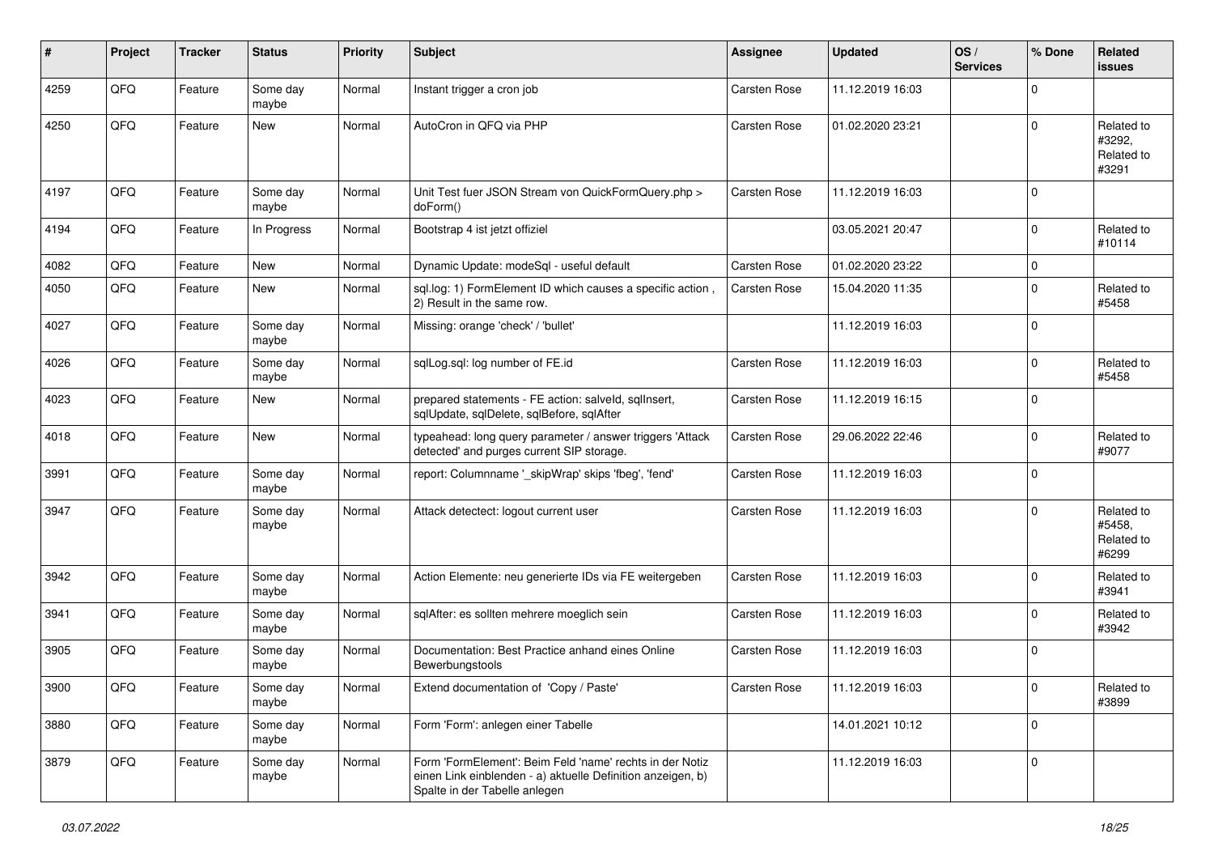| # | Project | Tracker | Status | Priority | Subject | Assignee | Updated | OS / Services | % Done | Related issues |
|---|---|---|---|---|---|---|---|---|---|---|
| 4259 | QFQ | Feature | Some day maybe | Normal | Instant trigger a cron job | Carsten Rose | 11.12.2019 16:03 | | 0 | |
| 4250 | QFQ | Feature | New | Normal | AutoCron in QFQ via PHP | Carsten Rose | 01.02.2020 23:21 | | 0 | Related to #3292, Related to #3291 |
| 4197 | QFQ | Feature | Some day maybe | Normal | Unit Test fuer JSON Stream von QuickFormQuery.php > doForm() | Carsten Rose | 11.12.2019 16:03 | | 0 | |
| 4194 | QFQ | Feature | In Progress | Normal | Bootstrap 4 ist jetzt offiziel | | 03.05.2021 20:47 | | 0 | Related to #10114 |
| 4082 | QFQ | Feature | New | Normal | Dynamic Update: modeSql - useful default | Carsten Rose | 01.02.2020 23:22 | | 0 | |
| 4050 | QFQ | Feature | New | Normal | sql.log: 1) FormElement ID which causes a specific action , 2) Result in the same row. | Carsten Rose | 15.04.2020 11:35 | | 0 | Related to #5458 |
| 4027 | QFQ | Feature | Some day maybe | Normal | Missing: orange 'check' / 'bullet' | | 11.12.2019 16:03 | | 0 | |
| 4026 | QFQ | Feature | Some day maybe | Normal | sqlLog.sql: log number of FE.id | Carsten Rose | 11.12.2019 16:03 | | 0 | Related to #5458 |
| 4023 | QFQ | Feature | New | Normal | prepared statements - FE action: salveId, sqlInsert, sqlUpdate, sqlDelete, sqlBefore, sqlAfter | Carsten Rose | 11.12.2019 16:15 | | 0 | |
| 4018 | QFQ | Feature | New | Normal | typeahead: long query parameter / answer triggers 'Attack detected' and purges current SIP storage. | Carsten Rose | 29.06.2022 22:46 | | 0 | Related to #9077 |
| 3991 | QFQ | Feature | Some day maybe | Normal | report: Columnname '_skipWrap' skips 'fbeg', 'fend' | Carsten Rose | 11.12.2019 16:03 | | 0 | |
| 3947 | QFQ | Feature | Some day maybe | Normal | Attack detectect: logout current user | Carsten Rose | 11.12.2019 16:03 | | 0 | Related to #5458, Related to #6299 |
| 3942 | QFQ | Feature | Some day maybe | Normal | Action Elemente: neu generierte IDs via FE weitergeben | Carsten Rose | 11.12.2019 16:03 | | 0 | Related to #3941 |
| 3941 | QFQ | Feature | Some day maybe | Normal | sqlAfter: es sollten mehrere moeglich sein | Carsten Rose | 11.12.2019 16:03 | | 0 | Related to #3942 |
| 3905 | QFQ | Feature | Some day maybe | Normal | Documentation: Best Practice anhand eines Online Bewerbungstools | Carsten Rose | 11.12.2019 16:03 | | 0 | |
| 3900 | QFQ | Feature | Some day maybe | Normal | Extend documentation of 'Copy / Paste' | Carsten Rose | 11.12.2019 16:03 | | 0 | Related to #3899 |
| 3880 | QFQ | Feature | Some day maybe | Normal | Form 'Form': anlegen einer Tabelle | | 14.01.2021 10:12 | | 0 | |
| 3879 | QFQ | Feature | Some day maybe | Normal | Form 'FormElement': Beim Feld 'name' rechts in der Notiz einen Link einblenden - a) aktuelle Definition anzeigen, b) Spalte in der Tabelle anlegen | | 11.12.2019 16:03 | | 0 | |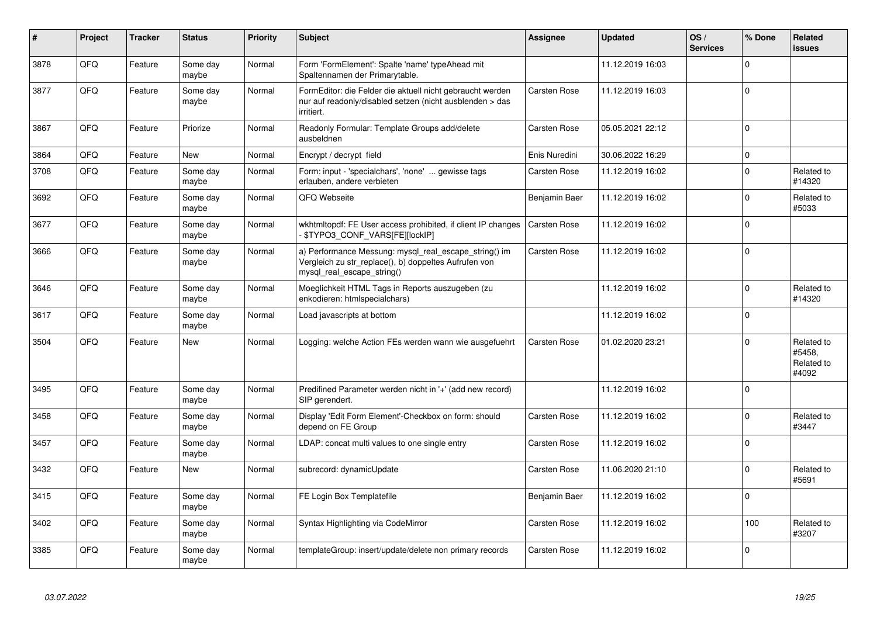| # | Project | Tracker | Status | Priority | Subject | Assignee | Updated | OS / Services | % Done | Related issues |
|---|---|---|---|---|---|---|---|---|---|---|
| 3878 | QFQ | Feature | Some day maybe | Normal | Form 'FormElement': Spalte 'name' typeAhead mit Spaltennamen der Primarytable. | | 11.12.2019 16:03 | | 0 | |
| 3877 | QFQ | Feature | Some day maybe | Normal | FormEditor: die Felder die aktuell nicht gebraucht werden nur auf readonly/disabled setzen (nicht ausblenden > das irritiert. | Carsten Rose | 11.12.2019 16:03 | | 0 | |
| 3867 | QFQ | Feature | Priorize | Normal | Readonly Formular: Template Groups add/delete ausbeldnen | Carsten Rose | 05.05.2021 22:12 | | 0 | |
| 3864 | QFQ | Feature | New | Normal | Encrypt / decrypt field | Enis Nuredini | 30.06.2022 16:29 | | 0 | |
| 3708 | QFQ | Feature | Some day maybe | Normal | Form: input - 'specialchars', 'none' ... gewisse tags erlauben, andere verbieten | Carsten Rose | 11.12.2019 16:02 | | 0 | Related to #14320 |
| 3692 | QFQ | Feature | Some day maybe | Normal | QFQ Webseite | Benjamin Baer | 11.12.2019 16:02 | | 0 | Related to #5033 |
| 3677 | QFQ | Feature | Some day maybe | Normal | wkhtmltopdf: FE User access prohibited, if client IP changes - $TYPO3_CONF_VARS[FE][lockIP] | Carsten Rose | 11.12.2019 16:02 | | 0 | |
| 3666 | QFQ | Feature | Some day maybe | Normal | a) Performance Messung: mysql_real_escape_string() im Vergleich zu str_replace(), b) doppeltes Aufrufen von mysql_real_escape_string() | Carsten Rose | 11.12.2019 16:02 | | 0 | |
| 3646 | QFQ | Feature | Some day maybe | Normal | Moeglichkeit HTML Tags in Reports auszugeben (zu enkodieren: htmlspecialchars) | | 11.12.2019 16:02 | | 0 | Related to #14320 |
| 3617 | QFQ | Feature | Some day maybe | Normal | Load javascripts at bottom | | 11.12.2019 16:02 | | 0 | |
| 3504 | QFQ | Feature | New | Normal | Logging: welche Action FEs werden wann wie ausgefuehrt | Carsten Rose | 01.02.2020 23:21 | | 0 | Related to #5458, Related to #4092 |
| 3495 | QFQ | Feature | Some day maybe | Normal | Predifined Parameter werden nicht in '+' (add new record) SIP gerendert. | | 11.12.2019 16:02 | | 0 | |
| 3458 | QFQ | Feature | Some day maybe | Normal | Display 'Edit Form Element'-Checkbox on form: should depend on FE Group | Carsten Rose | 11.12.2019 16:02 | | 0 | Related to #3447 |
| 3457 | QFQ | Feature | Some day maybe | Normal | LDAP: concat multi values to one single entry | Carsten Rose | 11.12.2019 16:02 | | 0 | |
| 3432 | QFQ | Feature | New | Normal | subrecord: dynamicUpdate | Carsten Rose | 11.06.2020 21:10 | | 0 | Related to #5691 |
| 3415 | QFQ | Feature | Some day maybe | Normal | FE Login Box Templatefile | Benjamin Baer | 11.12.2019 16:02 | | 0 | |
| 3402 | QFQ | Feature | Some day maybe | Normal | Syntax Highlighting via CodeMirror | Carsten Rose | 11.12.2019 16:02 | | 100 | Related to #3207 |
| 3385 | QFQ | Feature | Some day maybe | Normal | templateGroup: insert/update/delete non primary records | Carsten Rose | 11.12.2019 16:02 | | 0 | |

*03.07.2022*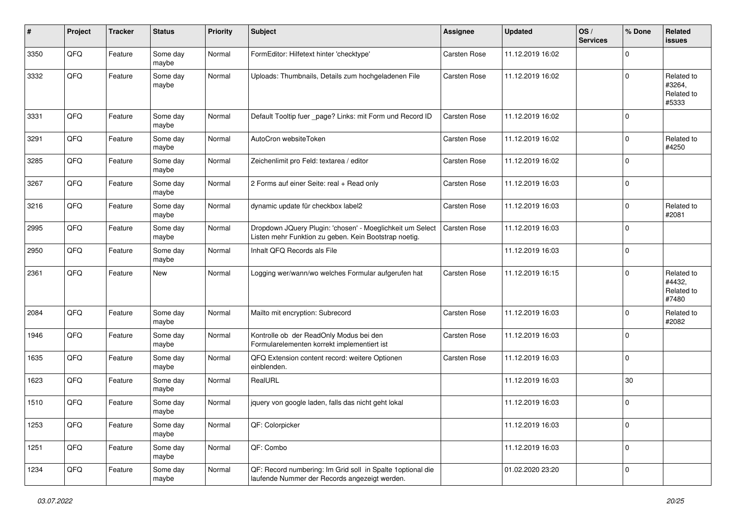| # | Project | Tracker | Status | Priority | Subject | Assignee | Updated | OS / Services | % Done | Related issues |
|---|---|---|---|---|---|---|---|---|---|---|
| 3350 | QFQ | Feature | Some day maybe | Normal | FormEditor: Hilfetext hinter 'checktype' | Carsten Rose | 11.12.2019 16:02 | | 0 | |
| 3332 | QFQ | Feature | Some day maybe | Normal | Uploads: Thumbnails, Details zum hochgeladenen File | Carsten Rose | 11.12.2019 16:02 | | 0 | Related to #3264, Related to #5333 |
| 3331 | QFQ | Feature | Some day maybe | Normal | Default Tooltip fuer _page? Links: mit Form und Record ID | Carsten Rose | 11.12.2019 16:02 | | 0 | |
| 3291 | QFQ | Feature | Some day maybe | Normal | AutoCron websiteToken | Carsten Rose | 11.12.2019 16:02 | | 0 | Related to #4250 |
| 3285 | QFQ | Feature | Some day maybe | Normal | Zeichenlimit pro Feld: textarea / editor | Carsten Rose | 11.12.2019 16:02 | | 0 | |
| 3267 | QFQ | Feature | Some day maybe | Normal | 2 Forms auf einer Seite: real + Read only | Carsten Rose | 11.12.2019 16:03 | | 0 | |
| 3216 | QFQ | Feature | Some day maybe | Normal | dynamic update für checkbox label2 | Carsten Rose | 11.12.2019 16:03 | | 0 | Related to #2081 |
| 2995 | QFQ | Feature | Some day maybe | Normal | Dropdown JQuery Plugin: 'chosen' - Moeglichkeit um Select Listen mehr Funktion zu geben. Kein Bootstrap noetig. | Carsten Rose | 11.12.2019 16:03 | | 0 | |
| 2950 | QFQ | Feature | Some day maybe | Normal | Inhalt QFQ Records als File | | 11.12.2019 16:03 | | 0 | |
| 2361 | QFQ | Feature | New | Normal | Logging wer/wann/wo welches Formular aufgerufen hat | Carsten Rose | 11.12.2019 16:15 | | 0 | Related to #4432, Related to #7480 |
| 2084 | QFQ | Feature | Some day maybe | Normal | Mailto mit encryption: Subrecord | Carsten Rose | 11.12.2019 16:03 | | 0 | Related to #2082 |
| 1946 | QFQ | Feature | Some day maybe | Normal | Kontrolle ob der ReadOnly Modus bei den Formularelementen korrekt implementiert ist | Carsten Rose | 11.12.2019 16:03 | | 0 | |
| 1635 | QFQ | Feature | Some day maybe | Normal | QFQ Extension content record: weitere Optionen einblenden. | Carsten Rose | 11.12.2019 16:03 | | 0 | |
| 1623 | QFQ | Feature | Some day maybe | Normal | RealURL | | 11.12.2019 16:03 | | 30 | |
| 1510 | QFQ | Feature | Some day maybe | Normal | jquery von google laden, falls das nicht geht lokal | | 11.12.2019 16:03 | | 0 | |
| 1253 | QFQ | Feature | Some day maybe | Normal | QF: Colorpicker | | 11.12.2019 16:03 | | 0 | |
| 1251 | QFQ | Feature | Some day maybe | Normal | QF: Combo | | 11.12.2019 16:03 | | 0 | |
| 1234 | QFQ | Feature | Some day maybe | Normal | QF: Record numbering: Im Grid soll in Spalte 1optional die laufende Nummer der Records angezeigt werden. | | 01.02.2020 23:20 | | 0 | |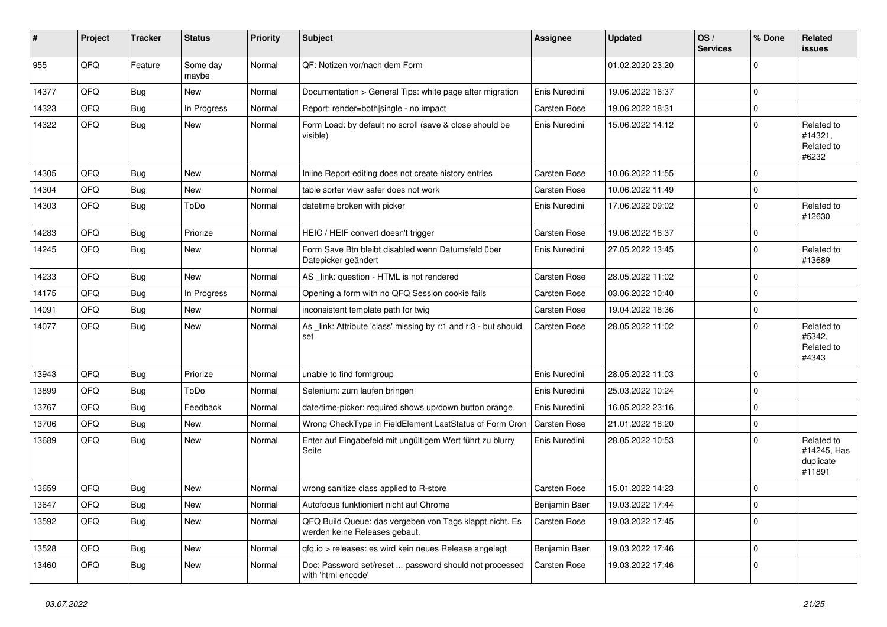| # | Project | Tracker | Status | Priority | Subject | Assignee | Updated | OS / Services | % Done | Related issues |
|---|---|---|---|---|---|---|---|---|---|---|
| 955 | QFQ | Feature | Some day maybe | Normal | QF: Notizen vor/nach dem Form | | 01.02.2020 23:20 | | 0 | |
| 14377 | QFQ | Bug | New | Normal | Documentation > General Tips: white page after migration | Enis Nuredini | 19.06.2022 16:37 | | 0 | |
| 14323 | QFQ | Bug | In Progress | Normal | Report: render=both|single - no impact | Carsten Rose | 19.06.2022 18:31 | | 0 | |
| 14322 | QFQ | Bug | New | Normal | Form Load: by default no scroll (save & close should be visible) | Enis Nuredini | 15.06.2022 14:12 | | 0 | Related to #14321, Related to #6232 |
| 14305 | QFQ | Bug | New | Normal | Inline Report editing does not create history entries | Carsten Rose | 10.06.2022 11:55 | | 0 | |
| 14304 | QFQ | Bug | New | Normal | table sorter view safer does not work | Carsten Rose | 10.06.2022 11:49 | | 0 | |
| 14303 | QFQ | Bug | ToDo | Normal | datetime broken with picker | Enis Nuredini | 17.06.2022 09:02 | | 0 | Related to #12630 |
| 14283 | QFQ | Bug | Priorize | Normal | HEIC / HEIF convert doesn't trigger | Carsten Rose | 19.06.2022 16:37 | | 0 | |
| 14245 | QFQ | Bug | New | Normal | Form Save Btn bleibt disabled wenn Datumsfeld über Datepicker geändert | Enis Nuredini | 27.05.2022 13:45 | | 0 | Related to #13689 |
| 14233 | QFQ | Bug | New | Normal | AS _link: question - HTML is not rendered | Carsten Rose | 28.05.2022 11:02 | | 0 | |
| 14175 | QFQ | Bug | In Progress | Normal | Opening a form with no QFQ Session cookie fails | Carsten Rose | 03.06.2022 10:40 | | 0 | |
| 14091 | QFQ | Bug | New | Normal | inconsistent template path for twig | Carsten Rose | 19.04.2022 18:36 | | 0 | |
| 14077 | QFQ | Bug | New | Normal | As _link: Attribute 'class' missing by r:1 and r:3 - but should set | Carsten Rose | 28.05.2022 11:02 | | 0 | Related to #5342, Related to #4343 |
| 13943 | QFQ | Bug | Priorize | Normal | unable to find formgroup | Enis Nuredini | 28.05.2022 11:03 | | 0 | |
| 13899 | QFQ | Bug | ToDo | Normal | Selenium: zum laufen bringen | Enis Nuredini | 25.03.2022 10:24 | | 0 | |
| 13767 | QFQ | Bug | Feedback | Normal | date/time-picker: required shows up/down button orange | Enis Nuredini | 16.05.2022 23:16 | | 0 | |
| 13706 | QFQ | Bug | New | Normal | Wrong CheckType in FieldElement LastStatus of Form Cron | Carsten Rose | 21.01.2022 18:20 | | 0 | |
| 13689 | QFQ | Bug | New | Normal | Enter auf Eingabefeld mit ungültigem Wert führt zu blurry Seite | Enis Nuredini | 28.05.2022 10:53 | | 0 | Related to #14245, Has duplicate #11891 |
| 13659 | QFQ | Bug | New | Normal | wrong sanitize class applied to R-store | Carsten Rose | 15.01.2022 14:23 | | 0 | |
| 13647 | QFQ | Bug | New | Normal | Autofocus funktioniert nicht auf Chrome | Benjamin Baer | 19.03.2022 17:44 | | 0 | |
| 13592 | QFQ | Bug | New | Normal | QFQ Build Queue: das vergeben von Tags klappt nicht. Es werden keine Releases gebaut. | Carsten Rose | 19.03.2022 17:45 | | 0 | |
| 13528 | QFQ | Bug | New | Normal | qfq.io > releases: es wird kein neues Release angelegt | Benjamin Baer | 19.03.2022 17:46 | | 0 | |
| 13460 | QFQ | Bug | New | Normal | Doc: Password set/reset ... password should not processed with 'html encode' | Carsten Rose | 19.03.2022 17:46 | | 0 | |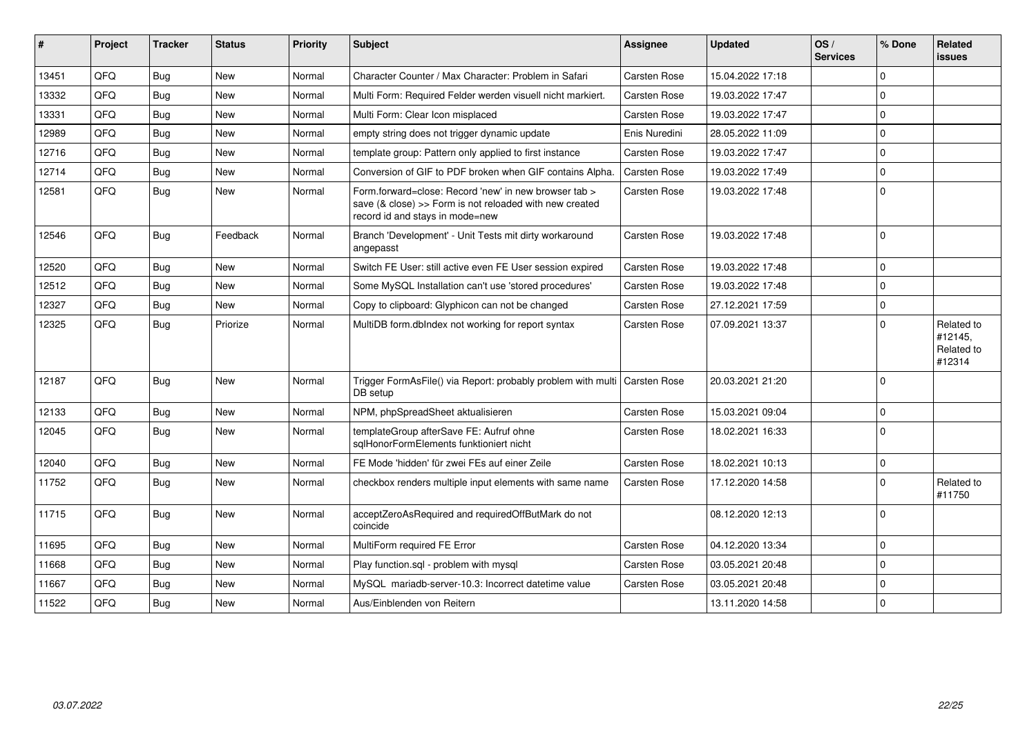| # | Project | Tracker | Status | Priority | Subject | Assignee | Updated | OS / Services | % Done | Related issues |
|---|---|---|---|---|---|---|---|---|---|---|
| 13451 | QFQ | Bug | New | Normal | Character Counter / Max Character: Problem in Safari | Carsten Rose | 15.04.2022 17:18 | | 0 | |
| 13332 | QFQ | Bug | New | Normal | Multi Form: Required Felder werden visuell nicht markiert. | Carsten Rose | 19.03.2022 17:47 | | 0 | |
| 13331 | QFQ | Bug | New | Normal | Multi Form: Clear Icon misplaced | Carsten Rose | 19.03.2022 17:47 | | 0 | |
| 12989 | QFQ | Bug | New | Normal | empty string does not trigger dynamic update | Enis Nuredini | 28.05.2022 11:09 | | 0 | |
| 12716 | QFQ | Bug | New | Normal | template group: Pattern only applied to first instance | Carsten Rose | 19.03.2022 17:47 | | 0 | |
| 12714 | QFQ | Bug | New | Normal | Conversion of GIF to PDF broken when GIF contains Alpha. | Carsten Rose | 19.03.2022 17:49 | | 0 | |
| 12581 | QFQ | Bug | New | Normal | Form.forward=close: Record 'new' in new browser tab > save (& close) >> Form is not reloaded with new created record id and stays in mode=new | Carsten Rose | 19.03.2022 17:48 | | 0 | |
| 12546 | QFQ | Bug | Feedback | Normal | Branch 'Development' - Unit Tests mit dirty workaround angepasst | Carsten Rose | 19.03.2022 17:48 | | 0 | |
| 12520 | QFQ | Bug | New | Normal | Switch FE User: still active even FE User session expired | Carsten Rose | 19.03.2022 17:48 | | 0 | |
| 12512 | QFQ | Bug | New | Normal | Some MySQL Installation can't use 'stored procedures' | Carsten Rose | 19.03.2022 17:48 | | 0 | |
| 12327 | QFQ | Bug | New | Normal | Copy to clipboard: Glyphicon can not be changed | Carsten Rose | 27.12.2021 17:59 | | 0 | |
| 12325 | QFQ | Bug | Priorize | Normal | MultiDB form.dbIndex not working for report syntax | Carsten Rose | 07.09.2021 13:37 | | 0 | Related to #12145, Related to #12314 |
| 12187 | QFQ | Bug | New | Normal | Trigger FormAsFile() via Report: probably problem with multi DB setup | Carsten Rose | 20.03.2021 21:20 | | 0 | |
| 12133 | QFQ | Bug | New | Normal | NPM, phpSpreadSheet aktualisieren | Carsten Rose | 15.03.2021 09:04 | | 0 | |
| 12045 | QFQ | Bug | New | Normal | templateGroup afterSave FE: Aufruf ohne sqlHonorFormElements funktioniert nicht | Carsten Rose | 18.02.2021 16:33 | | 0 | |
| 12040 | QFQ | Bug | New | Normal | FE Mode 'hidden' für zwei FEs auf einer Zeile | Carsten Rose | 18.02.2021 10:13 | | 0 | |
| 11752 | QFQ | Bug | New | Normal | checkbox renders multiple input elements with same name | Carsten Rose | 17.12.2020 14:58 | | 0 | Related to #11750 |
| 11715 | QFQ | Bug | New | Normal | acceptZeroAsRequired and requiredOffButMark do not coincide | | 08.12.2020 12:13 | | 0 | |
| 11695 | QFQ | Bug | New | Normal | MultiForm required FE Error | Carsten Rose | 04.12.2020 13:34 | | 0 | |
| 11668 | QFQ | Bug | New | Normal | Play function.sql - problem with mysql | Carsten Rose | 03.05.2021 20:48 | | 0 | |
| 11667 | QFQ | Bug | New | Normal | MySQL mariadb-server-10.3: Incorrect datetime value | Carsten Rose | 03.05.2021 20:48 | | 0 | |
| 11522 | QFQ | Bug | New | Normal | Aus/Einblenden von Reitern | | 13.11.2020 14:58 | | 0 | |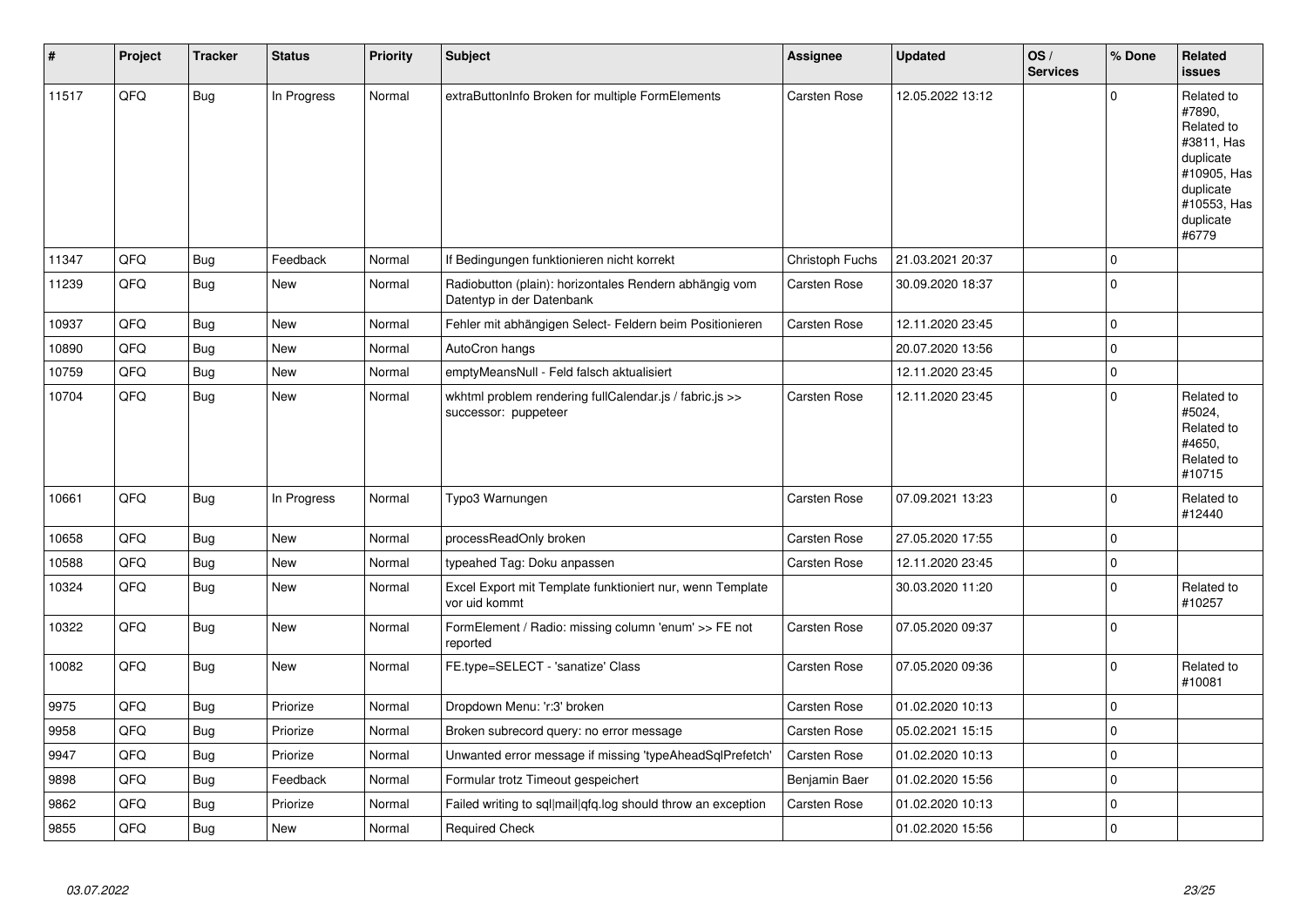| # | Project | Tracker | Status | Priority | Subject | Assignee | Updated | OS / Services | % Done | Related issues |
|---|---|---|---|---|---|---|---|---|---|---|
| 11517 | QFQ | Bug | In Progress | Normal | extraButtonInfo Broken for multiple FormElements | Carsten Rose | 12.05.2022 13:12 | | 0 | Related to #7890, Related to #3811, Has duplicate #10905, Has duplicate #10553, Has duplicate #6779 |
| 11347 | QFQ | Bug | Feedback | Normal | If Bedingungen funktionieren nicht korrekt | Christoph Fuchs | 21.03.2021 20:37 | | 0 | |
| 11239 | QFQ | Bug | New | Normal | Radiobutton (plain): horizontales Rendern abhängig vom Datentyp in der Datenbank | Carsten Rose | 30.09.2020 18:37 | | 0 | |
| 10937 | QFQ | Bug | New | Normal | Fehler mit abhängigen Select- Feldern beim Positionieren | Carsten Rose | 12.11.2020 23:45 | | 0 | |
| 10890 | QFQ | Bug | New | Normal | AutoCron hangs | | 20.07.2020 13:56 | | 0 | |
| 10759 | QFQ | Bug | New | Normal | emptyMeansNull - Feld falsch aktualisiert | | 12.11.2020 23:45 | | 0 | |
| 10704 | QFQ | Bug | New | Normal | wkhtml problem rendering fullCalendar.js / fabric.js >> successor: puppeteer | Carsten Rose | 12.11.2020 23:45 | | 0 | Related to #5024, Related to #4650, Related to #10715 |
| 10661 | QFQ | Bug | In Progress | Normal | Typo3 Warnungen | Carsten Rose | 07.09.2021 13:23 | | 0 | Related to #12440 |
| 10658 | QFQ | Bug | New | Normal | processReadOnly broken | Carsten Rose | 27.05.2020 17:55 | | 0 | |
| 10588 | QFQ | Bug | New | Normal | typeahed Tag: Doku anpassen | Carsten Rose | 12.11.2020 23:45 | | 0 | |
| 10324 | QFQ | Bug | New | Normal | Excel Export mit Template funktioniert nur, wenn Template vor uid kommt | | 30.03.2020 11:20 | | 0 | Related to #10257 |
| 10322 | QFQ | Bug | New | Normal | FormElement / Radio: missing column 'enum' >> FE not reported | Carsten Rose | 07.05.2020 09:37 | | 0 | |
| 10082 | QFQ | Bug | New | Normal | FE.type=SELECT - 'sanatize' Class | Carsten Rose | 07.05.2020 09:36 | | 0 | Related to #10081 |
| 9975 | QFQ | Bug | Priorize | Normal | Dropdown Menu: 'r:3' broken | Carsten Rose | 01.02.2020 10:13 | | 0 | |
| 9958 | QFQ | Bug | Priorize | Normal | Broken subrecord query: no error message | Carsten Rose | 05.02.2021 15:15 | | 0 | |
| 9947 | QFQ | Bug | Priorize | Normal | Unwanted error message if missing 'typeAheadSqlPrefetch' | Carsten Rose | 01.02.2020 10:13 | | 0 | |
| 9898 | QFQ | Bug | Feedback | Normal | Formular trotz Timeout gespeichert | Benjamin Baer | 01.02.2020 15:56 | | 0 | |
| 9862 | QFQ | Bug | Priorize | Normal | Failed writing to sql\|mail\|qfq.log should throw an exception | Carsten Rose | 01.02.2020 10:13 | | 0 | |
| 9855 | QFQ | Bug | New | Normal | Required Check | | 01.02.2020 15:56 | | 0 | |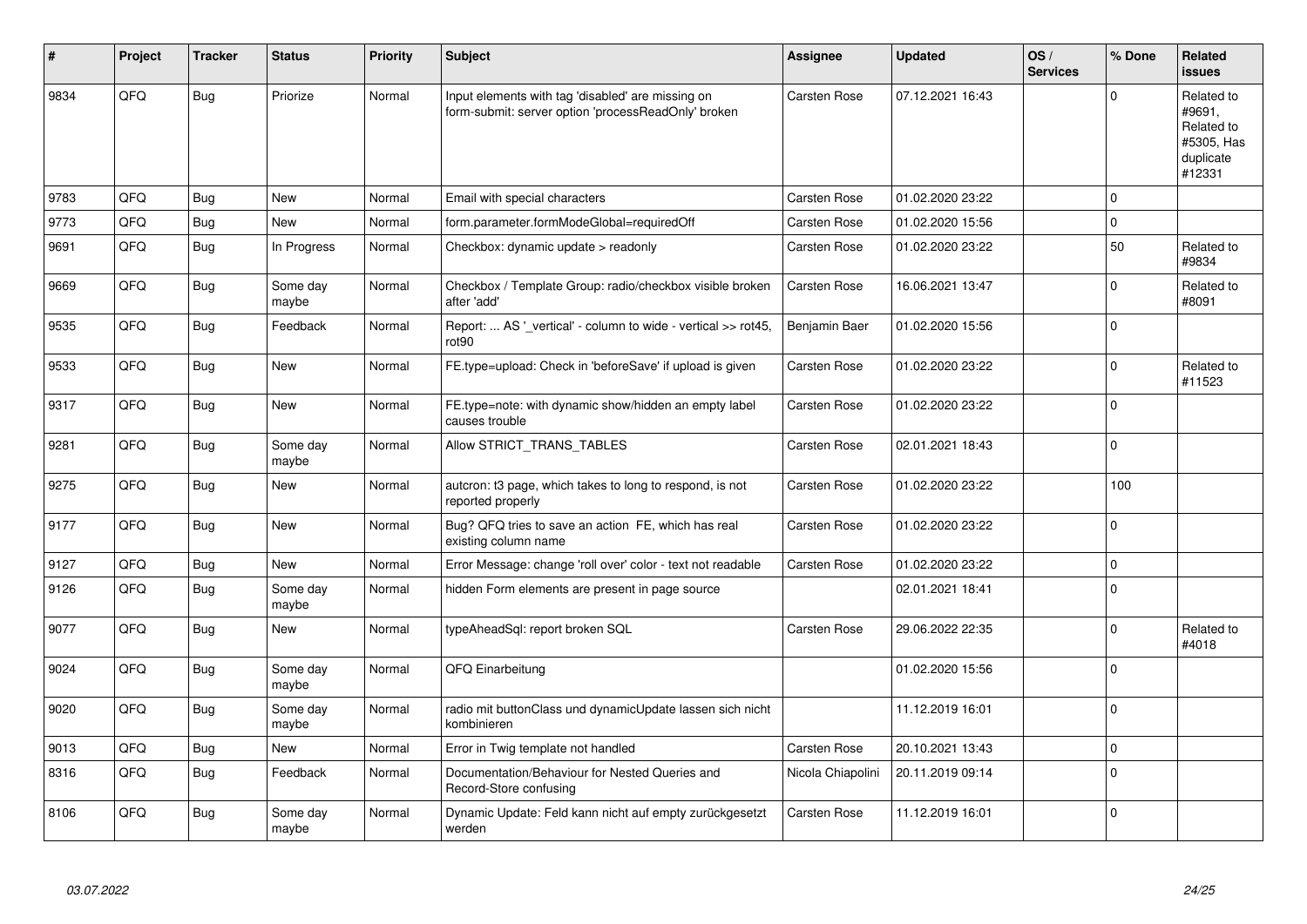| # | Project | Tracker | Status | Priority | Subject | Assignee | Updated | OS / Services | % Done | Related issues |
|---|---|---|---|---|---|---|---|---|---|---|
| 9834 | QFQ | Bug | Priorize | Normal | Input elements with tag 'disabled' are missing on form-submit: server option 'processReadOnly' broken | Carsten Rose | 07.12.2021 16:43 | | 0 | Related to #9691, Related to #5305, Has duplicate #12331 |
| 9783 | QFQ | Bug | New | Normal | Email with special characters | Carsten Rose | 01.02.2020 23:22 | | 0 | |
| 9773 | QFQ | Bug | New | Normal | form.parameter.formModeGlobal=requiredOff | Carsten Rose | 01.02.2020 15:56 | | 0 | |
| 9691 | QFQ | Bug | In Progress | Normal | Checkbox: dynamic update > readonly | Carsten Rose | 01.02.2020 23:22 | | 50 | Related to #9834 |
| 9669 | QFQ | Bug | Some day maybe | Normal | Checkbox / Template Group: radio/checkbox visible broken after 'add' | Carsten Rose | 16.06.2021 13:47 | | 0 | Related to #8091 |
| 9535 | QFQ | Bug | Feedback | Normal | Report: ... AS '_vertical' - column to wide - vertical >> rot45, rot90 | Benjamin Baer | 01.02.2020 15:56 | | 0 | |
| 9533 | QFQ | Bug | New | Normal | FE.type=upload: Check in 'beforeSave' if upload is given | Carsten Rose | 01.02.2020 23:22 | | 0 | Related to #11523 |
| 9317 | QFQ | Bug | New | Normal | FE.type=note: with dynamic show/hidden an empty label causes trouble | Carsten Rose | 01.02.2020 23:22 | | 0 | |
| 9281 | QFQ | Bug | Some day maybe | Normal | Allow STRICT_TRANS_TABLES | Carsten Rose | 02.01.2021 18:43 | | 0 | |
| 9275 | QFQ | Bug | New | Normal | autcron: t3 page, which takes to long to respond, is not reported properly | Carsten Rose | 01.02.2020 23:22 | | 100 | |
| 9177 | QFQ | Bug | New | Normal | Bug? QFQ tries to save an action FE, which has real existing column name | Carsten Rose | 01.02.2020 23:22 | | 0 | |
| 9127 | QFQ | Bug | New | Normal | Error Message: change 'roll over' color - text not readable | Carsten Rose | 01.02.2020 23:22 | | 0 | |
| 9126 | QFQ | Bug | Some day maybe | Normal | hidden Form elements are present in page source | | 02.01.2021 18:41 | | 0 | |
| 9077 | QFQ | Bug | New | Normal | typeAheadSql: report broken SQL | Carsten Rose | 29.06.2022 22:35 | | 0 | Related to #4018 |
| 9024 | QFQ | Bug | Some day maybe | Normal | QFQ Einarbeitung | | 01.02.2020 15:56 | | 0 | |
| 9020 | QFQ | Bug | Some day maybe | Normal | radio mit buttonClass und dynamicUpdate lassen sich nicht kombinieren | | 11.12.2019 16:01 | | 0 | |
| 9013 | QFQ | Bug | New | Normal | Error in Twig template not handled | Carsten Rose | 20.10.2021 13:43 | | 0 | |
| 8316 | QFQ | Bug | Feedback | Normal | Documentation/Behaviour for Nested Queries and Record-Store confusing | Nicola Chiapolini | 20.11.2019 09:14 | | 0 | |
| 8106 | QFQ | Bug | Some day maybe | Normal | Dynamic Update: Feld kann nicht auf empty zurückgesetzt werden | Carsten Rose | 11.12.2019 16:01 | | 0 | |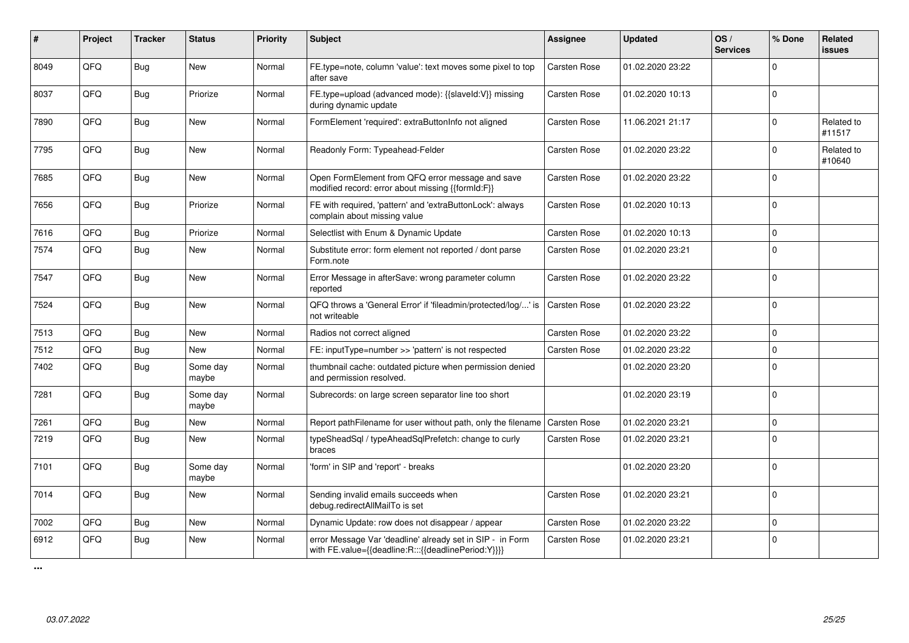| # | Project | Tracker | Status | Priority | Subject | Assignee | Updated | OS / Services | % Done | Related issues |
|---|---|---|---|---|---|---|---|---|---|---|
| 8049 | QFQ | Bug | New | Normal | FE.type=note, column 'value': text moves some pixel to top after save | Carsten Rose | 01.02.2020 23:22 | | 0 | |
| 8037 | QFQ | Bug | Priorize | Normal | FE.type=upload (advanced mode): {{slaveId:V}} missing during dynamic update | Carsten Rose | 01.02.2020 10:13 | | 0 | |
| 7890 | QFQ | Bug | New | Normal | FormElement 'required': extraButtonInfo not aligned | Carsten Rose | 11.06.2021 21:17 | | 0 | Related to #11517 |
| 7795 | QFQ | Bug | New | Normal | Readonly Form: Typeahead-Felder | Carsten Rose | 01.02.2020 23:22 | | 0 | Related to #10640 |
| 7685 | QFQ | Bug | New | Normal | Open FormElement from QFQ error message and save modified record: error about missing {{formId:F}} | Carsten Rose | 01.02.2020 23:22 | | 0 | |
| 7656 | QFQ | Bug | Priorize | Normal | FE with required, 'pattern' and 'extraButtonLock': always complain about missing value | Carsten Rose | 01.02.2020 10:13 | | 0 | |
| 7616 | QFQ | Bug | Priorize | Normal | Selectlist with Enum & Dynamic Update | Carsten Rose | 01.02.2020 10:13 | | 0 | |
| 7574 | QFQ | Bug | New | Normal | Substitute error: form element not reported / dont parse Form.note | Carsten Rose | 01.02.2020 23:21 | | 0 | |
| 7547 | QFQ | Bug | New | Normal | Error Message in afterSave: wrong parameter column reported | Carsten Rose | 01.02.2020 23:22 | | 0 | |
| 7524 | QFQ | Bug | New | Normal | QFQ throws a 'General Error' if 'fileadmin/protected/log/...' is not writeable | Carsten Rose | 01.02.2020 23:22 | | 0 | |
| 7513 | QFQ | Bug | New | Normal | Radios not correct aligned | Carsten Rose | 01.02.2020 23:22 | | 0 | |
| 7512 | QFQ | Bug | New | Normal | FE: inputType=number >> 'pattern' is not respected | Carsten Rose | 01.02.2020 23:22 | | 0 | |
| 7402 | QFQ | Bug | Some day maybe | Normal | thumbnail cache: outdated picture when permission denied and permission resolved. | | 01.02.2020 23:20 | | 0 | |
| 7281 | QFQ | Bug | Some day maybe | Normal | Subrecords: on large screen separator line too short | | 01.02.2020 23:19 | | 0 | |
| 7261 | QFQ | Bug | New | Normal | Report pathFilename for user without path, only the filename | Carsten Rose | 01.02.2020 23:21 | | 0 | |
| 7219 | QFQ | Bug | New | Normal | typeSheadSql / typeAheadSqlPrefetch: change to curly braces | Carsten Rose | 01.02.2020 23:21 | | 0 | |
| 7101 | QFQ | Bug | Some day maybe | Normal | 'form' in SIP and 'report' - breaks | | 01.02.2020 23:20 | | 0 | |
| 7014 | QFQ | Bug | New | Normal | Sending invalid emails succeeds when debug.redirectAllMailTo is set | Carsten Rose | 01.02.2020 23:21 | | 0 | |
| 7002 | QFQ | Bug | New | Normal | Dynamic Update: row does not disappear / appear | Carsten Rose | 01.02.2020 23:22 | | 0 | |
| 6912 | QFQ | Bug | New | Normal | error Message Var 'deadline' already set in SIP - in Form with FE.value={{deadline:R:::{{deadlinePeriod:Y}}}} | Carsten Rose | 01.02.2020 23:21 | | 0 | |

...